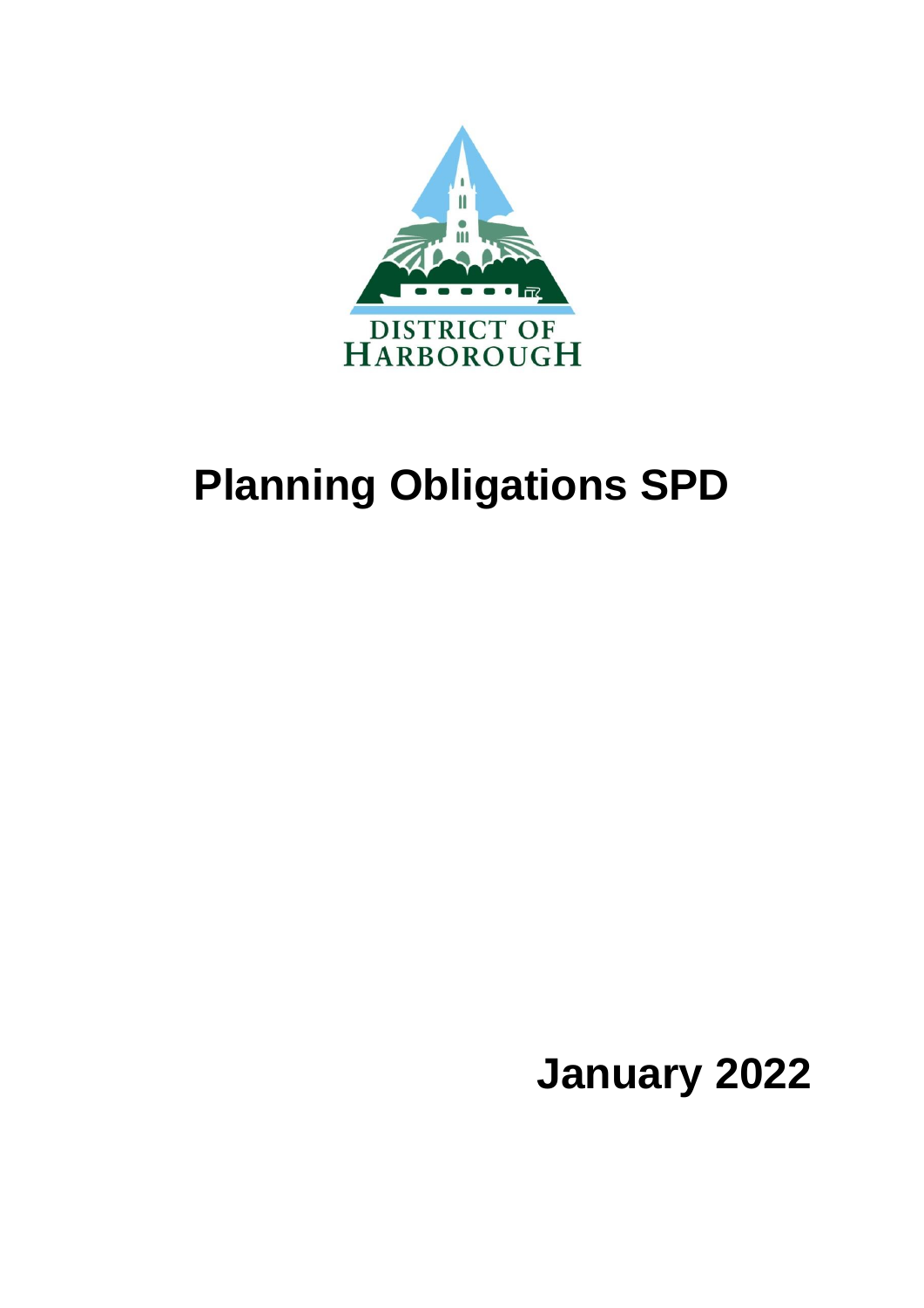DISTRICT OF HARBOROUGH

# Planning Obligations SPD

January 2022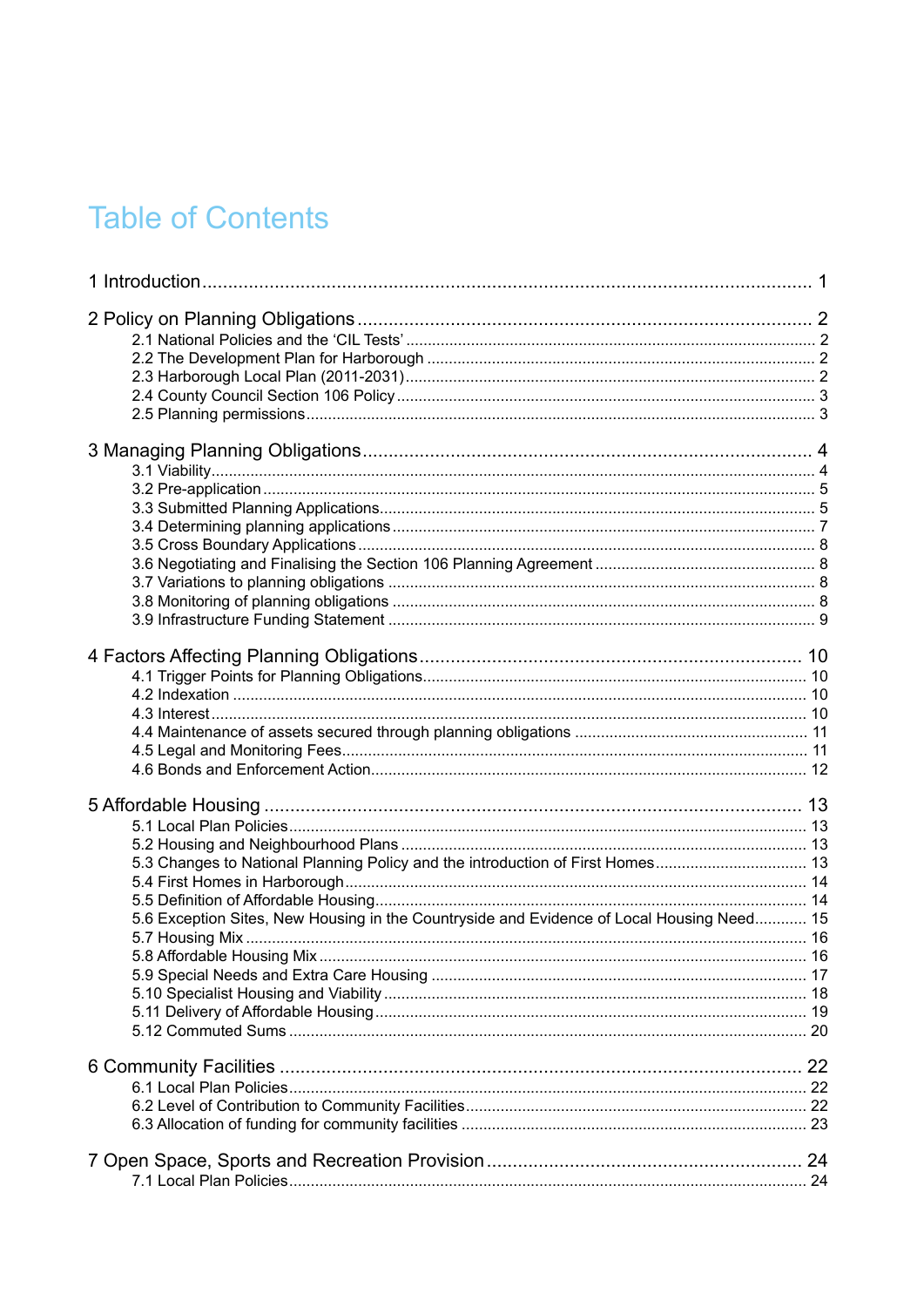# Table of Contents

1 Introduction ........................................................................................................... 1

2 Policy on Planning Obligations ........................................................................... 2
- 2.1 National Policies and the 'CIL Tests' ............................................................. 2
- 2.2 The Development Plan for Harborough ......................................................... 2
- 2.3 Harborough Local Plan (2011-2031) ............................................................. 2
- 2.4 County Council Section 106 Policy ............................................................... 3
- 2.5 Planning permissions .................................................................................... 3

3 Managing Planning Obligations ........................................................................... 4
- 3.1 Viability .......................................................................................................... 4
- 3.2 Pre-application ............................................................................................... 5
- 3.3 Submitted Planning Applications ................................................................... 5
- 3.4 Determining planning applications ................................................................. 7
- 3.5 Cross Boundary Applications ......................................................................... 8
- 3.6 Negotiating and Finalising the Section 106 Planning Agreement .................. 8
- 3.7 Variations to planning obligations .................................................................. 8
- 3.8 Monitoring of planning obligations ................................................................. 8
- 3.9 Infrastructure Funding Statement .................................................................. 9

4 Factors Affecting Planning Obligations ............................................................. 10
- 4.1 Trigger Points for Planning Obligations ....................................................... 10
- 4.2 Indexation .................................................................................................... 10
- 4.3 Interest ......................................................................................................... 10
- 4.4 Maintenance of assets secured through planning obligations .................... 11
- 4.5 Legal and Monitoring Fees ........................................................................... 11
- 4.6 Bonds and Enforcement Action .................................................................... 12

5 Affordable Housing ............................................................................................ 13
- 5.1 Local Plan Policies ....................................................................................... 13
- 5.2 Housing and Neighbourhood Plans ............................................................. 13
- 5.3 Changes to National Planning Policy and the introduction of First Homes .... 13
- 5.4 First Homes in Harborough .......................................................................... 14
- 5.5 Definition of Affordable Housing .................................................................. 14
- 5.6 Exception Sites, New Housing in the Countryside and Evidence of Local Housing Need ............ 15
- 5.7 Housing Mix ................................................................................................. 16
- 5.8 Affordable Housing Mix ................................................................................ 16
- 5.9 Special Needs and Extra Care Housing ....................................................... 17
- 5.10 Specialist Housing and Viability ................................................................. 18
- 5.11 Delivery of Affordable Housing ................................................................... 19
- 5.12 Commuted Sums ........................................................................................ 20

6 Community Facilities .......................................................................................... 22
- 6.1 Local Plan Policies ....................................................................................... 22
- 6.2 Level of Contribution to Community Facilities .............................................. 22
- 6.3 Allocation of funding for community facilities ............................................... 23

7 Open Space, Sports and Recreation Provision ................................................. 24
- 7.1 Local Plan Policies ....................................................................................... 24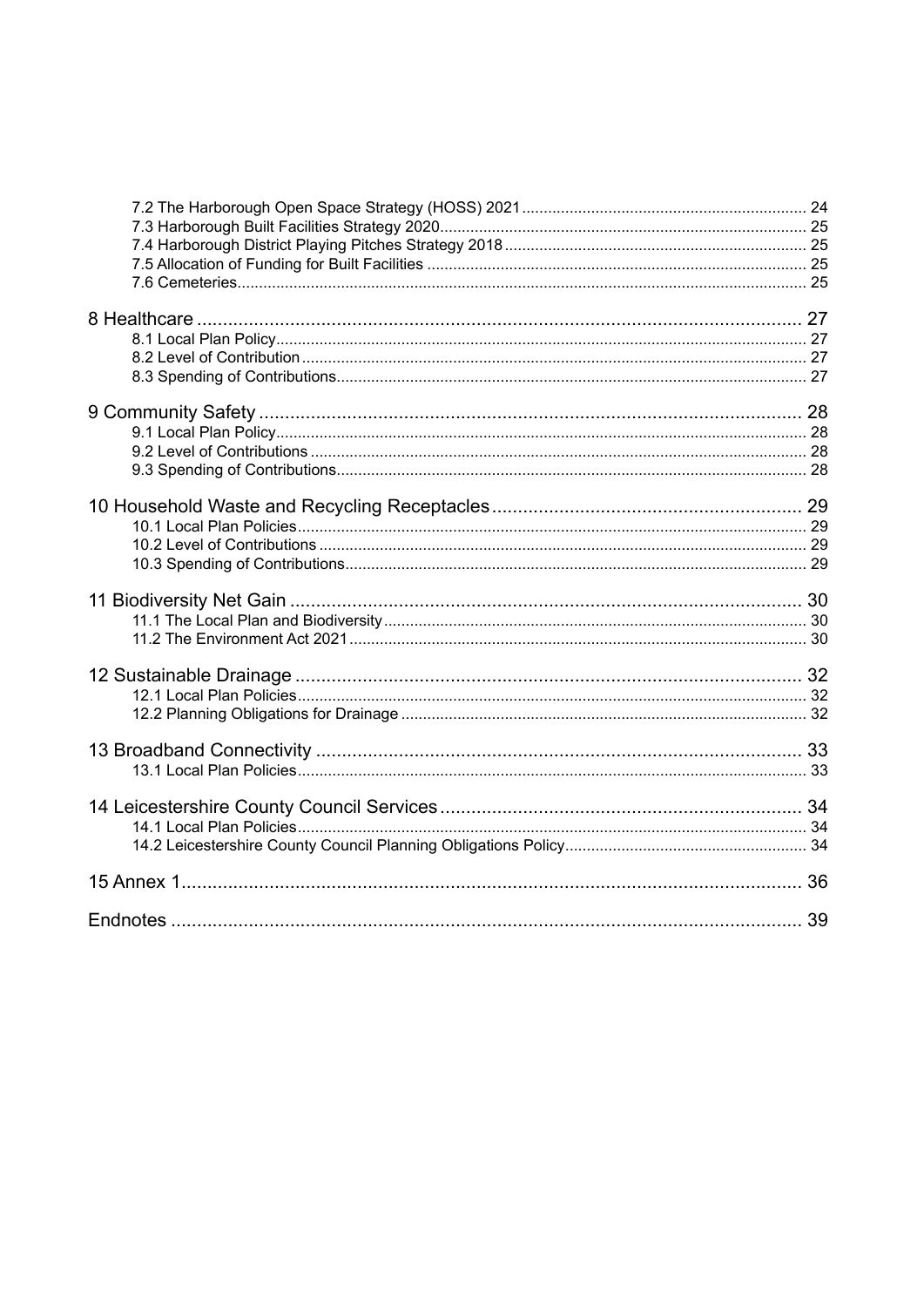7.2 The Harborough Open Space Strategy (HOSS) 2021 ..... 24
7.3 Harborough Built Facilities Strategy 2020 ..... 25
7.4 Harborough District Playing Pitches Strategy 2018 ..... 25
7.5 Allocation of Funding for Built Facilities ..... 25
7.6 Cemeteries ..... 25

8 Healthcare ..... 27
8.1 Local Plan Policy ..... 27
8.2 Level of Contribution ..... 27
8.3 Spending of Contributions ..... 27

9 Community Safety ..... 28
9.1 Local Plan Policy ..... 28
9.2 Level of Contributions ..... 28
9.3 Spending of Contributions ..... 28

10 Household Waste and Recycling Receptacles ..... 29
10.1 Local Plan Policies ..... 29
10.2 Level of Contributions ..... 29
10.3 Spending of Contributions ..... 29

11 Biodiversity Net Gain ..... 30
11.1 The Local Plan and Biodiversity ..... 30
11.2 The Environment Act 2021 ..... 30

12 Sustainable Drainage ..... 32
12.1 Local Plan Policies ..... 32
12.2 Planning Obligations for Drainage ..... 32

13 Broadband Connectivity ..... 33
13.1 Local Plan Policies ..... 33

14 Leicestershire County Council Services ..... 34
14.1 Local Plan Policies ..... 34
14.2 Leicestershire County Council Planning Obligations Policy ..... 34

15 Annex 1 ..... 36

Endnotes ..... 39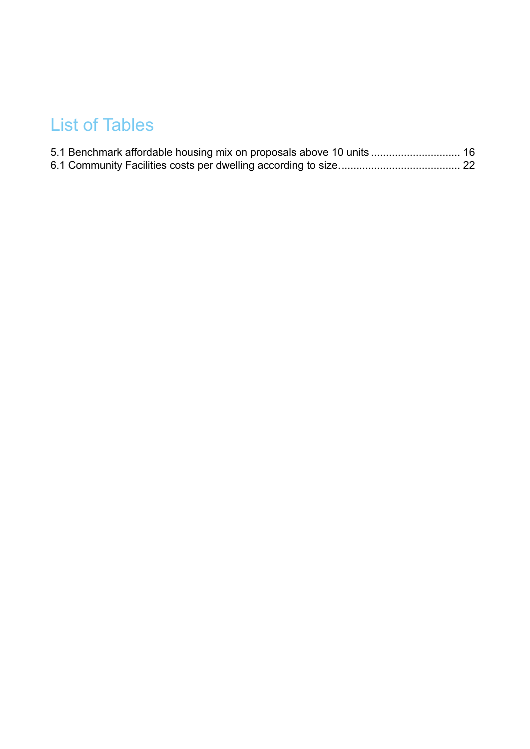# List of Tables

5.1 Benchmark affordable housing mix on proposals above 10 units .............................. 16
6.1 Community Facilities costs per dwelling according to size......................................... 22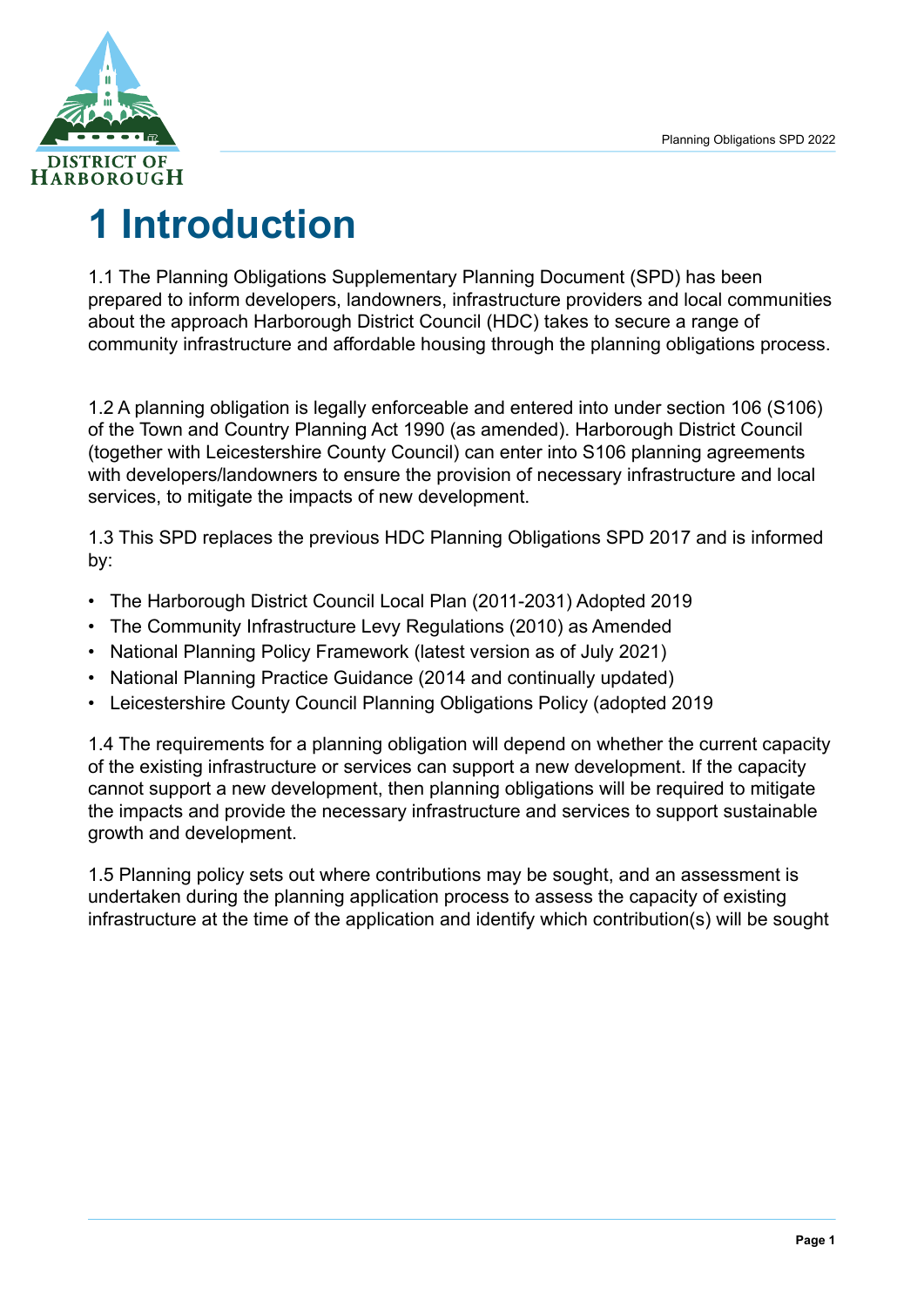# 1 Introduction

1.1 The Planning Obligations Supplementary Planning Document (SPD) has been prepared to inform developers, landowners, infrastructure providers and local communities about the approach Harborough District Council (HDC) takes to secure a range of community infrastructure and affordable housing through the planning obligations process.

1.2 A planning obligation is legally enforceable and entered into under section 106 (S106) of the Town and Country Planning Act 1990 (as amended). Harborough District Council (together with Leicestershire County Council) can enter into S106 planning agreements with developers/landowners to ensure the provision of necessary infrastructure and local services, to mitigate the impacts of new development.

1.3 This SPD replaces the previous HDC Planning Obligations SPD 2017 and is informed by:

- The Harborough District Council Local Plan (2011-2031) Adopted 2019
- The Community Infrastructure Levy Regulations (2010) as Amended
- National Planning Policy Framework (latest version as of July 2021)
- National Planning Practice Guidance (2014 and continually updated)
- Leicestershire County Council Planning Obligations Policy (adopted 2019

1.4 The requirements for a planning obligation will depend on whether the current capacity of the existing infrastructure or services can support a new development. If the capacity cannot support a new development, then planning obligations will be required to mitigate the impacts and provide the necessary infrastructure and services to support sustainable growth and development.

1.5 Planning policy sets out where contributions may be sought, and an assessment is undertaken during the planning application process to assess the capacity of existing infrastructure at the time of the application and identify which contribution(s) will be sought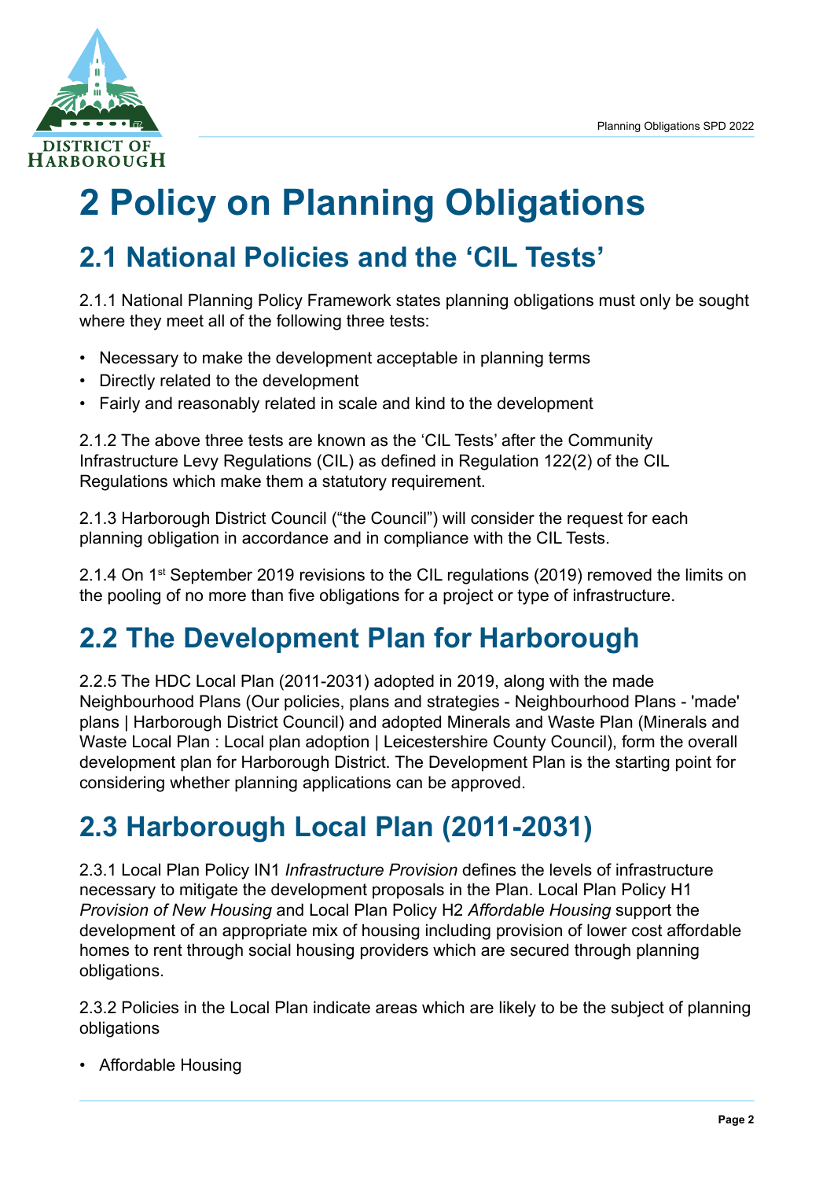# 2 Policy on Planning Obligations

## 2.1 National Policies and the 'CIL Tests'

2.1.1 National Planning Policy Framework states planning obligations must only be sought where they meet all of the following three tests:

- Necessary to make the development acceptable in planning terms
- Directly related to the development
- Fairly and reasonably related in scale and kind to the development

2.1.2 The above three tests are known as the 'CIL Tests' after the Community Infrastructure Levy Regulations (CIL) as defined in Regulation 122(2) of the CIL Regulations which make them a statutory requirement.

2.1.3 Harborough District Council ("the Council") will consider the request for each planning obligation in accordance and in compliance with the CIL Tests.

2.1.4 On 1st September 2019 revisions to the CIL regulations (2019) removed the limits on the pooling of no more than five obligations for a project or type of infrastructure.

## 2.2 The Development Plan for Harborough

2.2.5 The HDC Local Plan (2011-2031) adopted in 2019, along with the made Neighbourhood Plans (Our policies, plans and strategies - Neighbourhood Plans - 'made' plans | Harborough District Council) and adopted Minerals and Waste Plan (Minerals and Waste Local Plan : Local plan adoption | Leicestershire County Council), form the overall development plan for Harborough District. The Development Plan is the starting point for considering whether planning applications can be approved.

## 2.3 Harborough Local Plan (2011-2031)

2.3.1 Local Plan Policy IN1 *Infrastructure Provision* defines the levels of infrastructure necessary to mitigate the development proposals in the Plan. Local Plan Policy H1 *Provision of New Housing* and Local Plan Policy H2 *Affordable Housing* support the development of an appropriate mix of housing including provision of lower cost affordable homes to rent through social housing providers which are secured through planning obligations.

2.3.2 Policies in the Local Plan indicate areas which are likely to be the subject of planning obligations

- Affordable Housing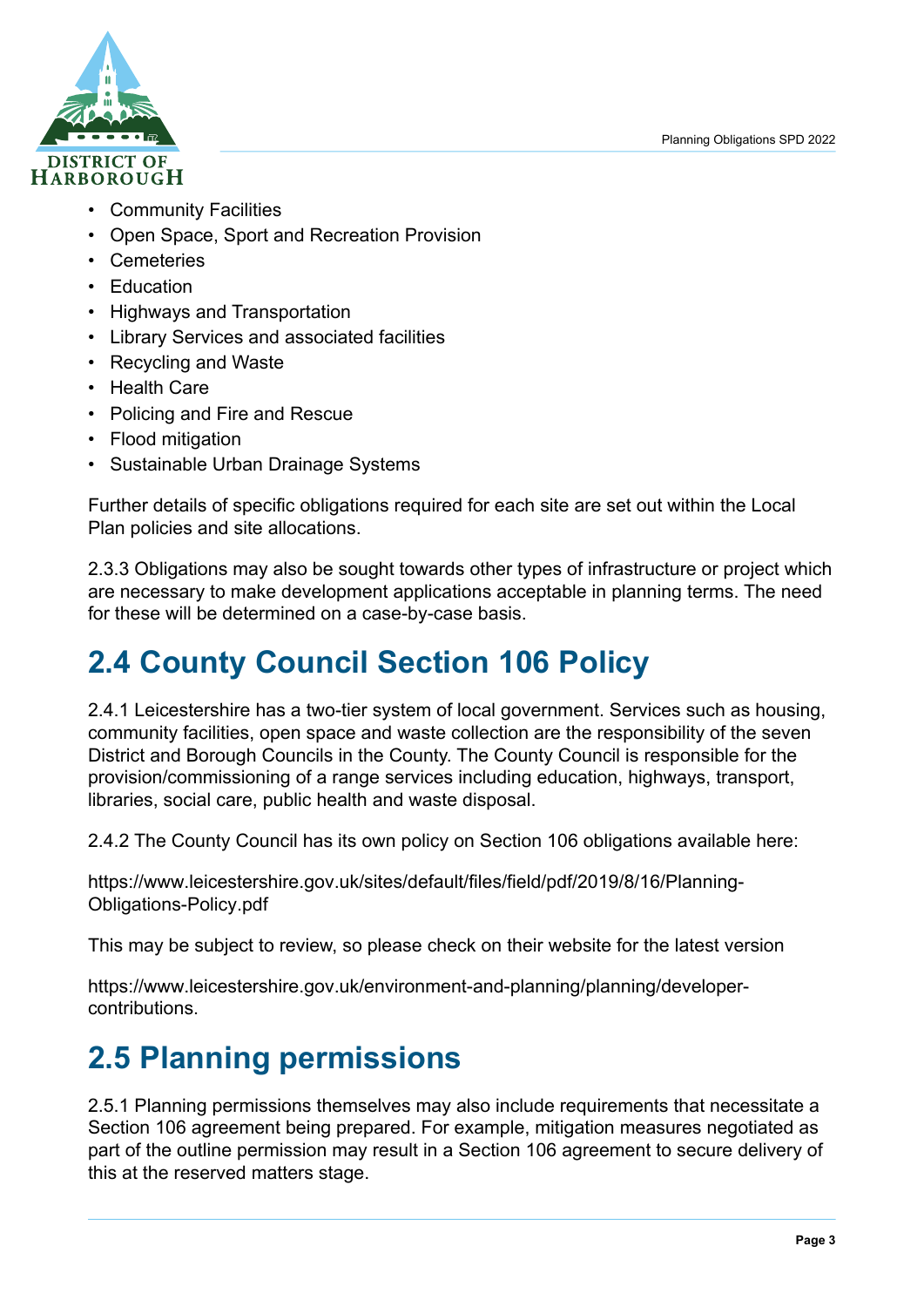- Community Facilities
- Open Space, Sport and Recreation Provision
- Cemeteries
- Education
- Highways and Transportation
- Library Services and associated facilities
- Recycling and Waste
- Health Care
- Policing and Fire and Rescue
- Flood mitigation
- Sustainable Urban Drainage Systems

Further details of specific obligations required for each site are set out within the Local Plan policies and site allocations.

2.3.3 Obligations may also be sought towards other types of infrastructure or project which are necessary to make development applications acceptable in planning terms. The need for these will be determined on a case-by-case basis.

## 2.4 County Council Section 106 Policy

2.4.1 Leicestershire has a two-tier system of local government. Services such as housing, community facilities, open space and waste collection are the responsibility of the seven District and Borough Councils in the County. The County Council is responsible for the provision/commissioning of a range services including education, highways, transport, libraries, social care, public health and waste disposal.

2.4.2 The County Council has its own policy on Section 106 obligations available here:

https://www.leicestershire.gov.uk/sites/default/files/field/pdf/2019/8/16/Planning-Obligations-Policy.pdf

This may be subject to review, so please check on their website for the latest version

https://www.leicestershire.gov.uk/environment-and-planning/planning/developer-contributions.

## 2.5 Planning permissions

2.5.1 Planning permissions themselves may also include requirements that necessitate a Section 106 agreement being prepared. For example, mitigation measures negotiated as part of the outline permission may result in a Section 106 agreement to secure delivery of this at the reserved matters stage.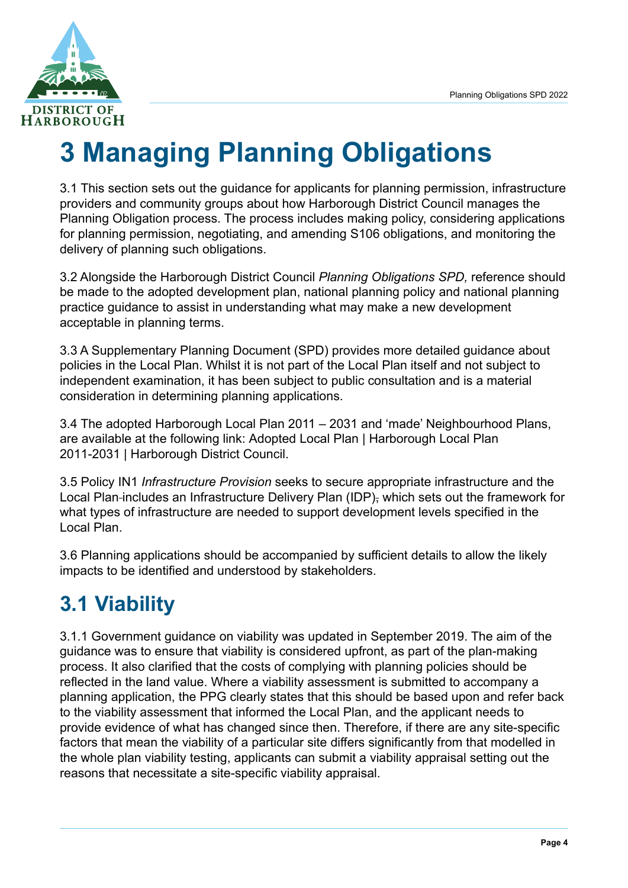# 3 Managing Planning Obligations

3.1 This section sets out the guidance for applicants for planning permission, infrastructure providers and community groups about how Harborough District Council manages the Planning Obligation process. The process includes making policy, considering applications for planning permission, negotiating, and amending S106 obligations, and monitoring the delivery of planning such obligations.

3.2 Alongside the Harborough District Council *Planning Obligations SPD,* reference should be made to the adopted development plan, national planning policy and national planning practice guidance to assist in understanding what may make a new development acceptable in planning terms.

3.3 A Supplementary Planning Document (SPD) provides more detailed guidance about policies in the Local Plan. Whilst it is not part of the Local Plan itself and not subject to independent examination, it has been subject to public consultation and is a material consideration in determining planning applications.

3.4 The adopted Harborough Local Plan 2011 – 2031 and 'made' Neighbourhood Plans, are available at the following link: Adopted Local Plan | Harborough Local Plan 2011-2031 | Harborough District Council.

3.5 Policy IN1 *Infrastructure Provision* seeks to secure appropriate infrastructure and the Local Plan includes an Infrastructure Delivery Plan (IDP), which sets out the framework for what types of infrastructure are needed to support development levels specified in the Local Plan.

3.6 Planning applications should be accompanied by sufficient details to allow the likely impacts to be identified and understood by stakeholders.

## 3.1 Viability

3.1.1 Government guidance on viability was updated in September 2019. The aim of the guidance was to ensure that viability is considered upfront, as part of the plan-making process. It also clarified that the costs of complying with planning policies should be reflected in the land value. Where a viability assessment is submitted to accompany a planning application, the PPG clearly states that this should be based upon and refer back to the viability assessment that informed the Local Plan, and the applicant needs to provide evidence of what has changed since then. Therefore, if there are any site-specific factors that mean the viability of a particular site differs significantly from that modelled in the whole plan viability testing, applicants can submit a viability appraisal setting out the reasons that necessitate a site-specific viability appraisal.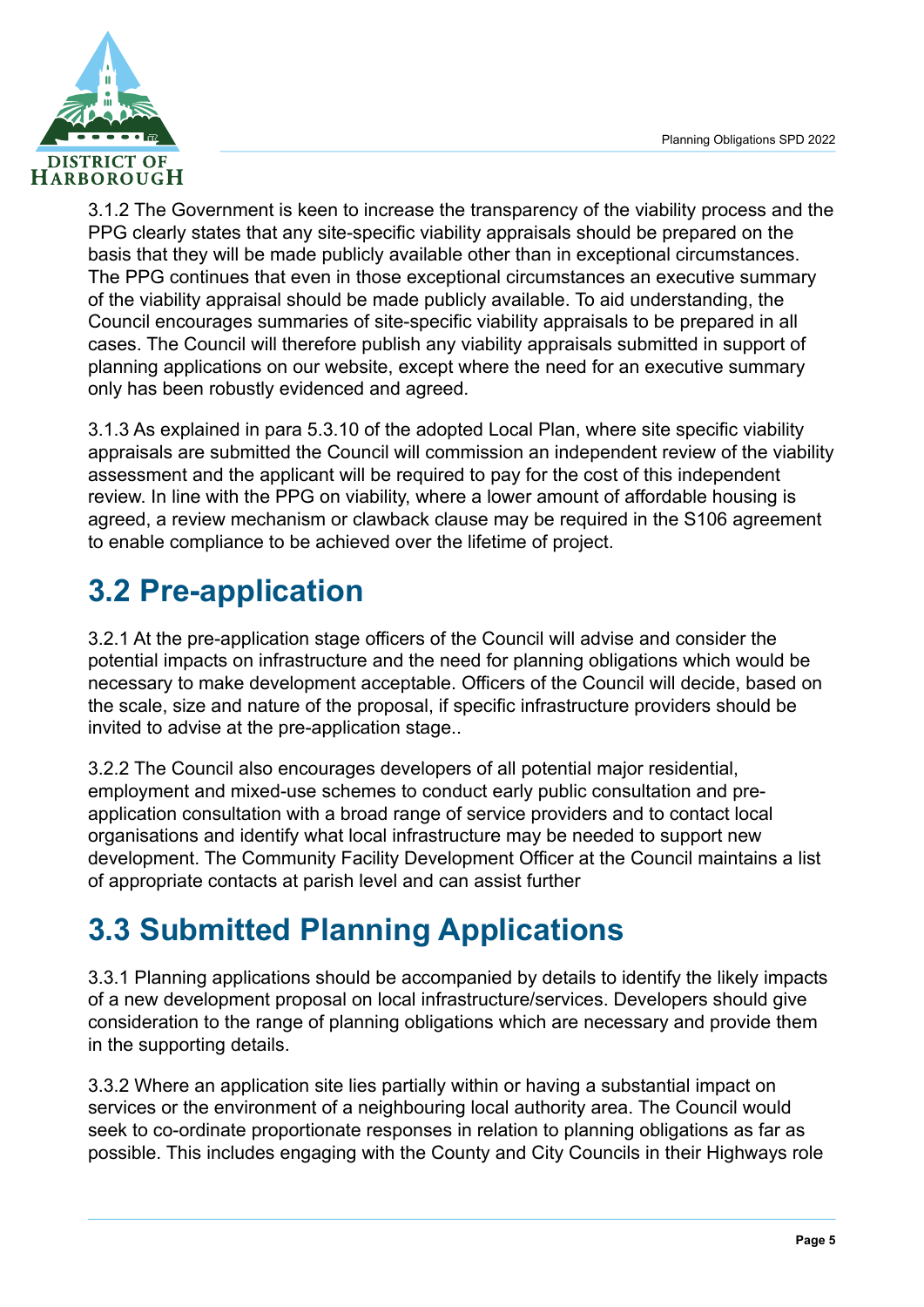3.1.2 The Government is keen to increase the transparency of the viability process and the PPG clearly states that any site-specific viability appraisals should be prepared on the basis that they will be made publicly available other than in exceptional circumstances. The PPG continues that even in those exceptional circumstances an executive summary of the viability appraisal should be made publicly available. To aid understanding, the Council encourages summaries of site-specific viability appraisals to be prepared in all cases. The Council will therefore publish any viability appraisals submitted in support of planning applications on our website, except where the need for an executive summary only has been robustly evidenced and agreed.

3.1.3 As explained in para 5.3.10 of the adopted Local Plan, where site specific viability appraisals are submitted the Council will commission an independent review of the viability assessment and the applicant will be required to pay for the cost of this independent review. In line with the PPG on viability, where a lower amount of affordable housing is agreed, a review mechanism or clawback clause may be required in the S106 agreement to enable compliance to be achieved over the lifetime of project.

## 3.2 Pre-application

3.2.1 At the pre-application stage officers of the Council will advise and consider the potential impacts on infrastructure and the need for planning obligations which would be necessary to make development acceptable. Officers of the Council will decide, based on the scale, size and nature of the proposal, if specific infrastructure providers should be invited to advise at the pre-application stage..

3.2.2 The Council also encourages developers of all potential major residential, employment and mixed-use schemes to conduct early public consultation and pre-application consultation with a broad range of service providers and to contact local organisations and identify what local infrastructure may be needed to support new development. The Community Facility Development Officer at the Council maintains a list of appropriate contacts at parish level and can assist further

## 3.3 Submitted Planning Applications

3.3.1 Planning applications should be accompanied by details to identify the likely impacts of a new development proposal on local infrastructure/services. Developers should give consideration to the range of planning obligations which are necessary and provide them in the supporting details.

3.3.2 Where an application site lies partially within or having a substantial impact on services or the environment of a neighbouring local authority area. The Council would seek to co-ordinate proportionate responses in relation to planning obligations as far as possible. This includes engaging with the County and City Councils in their Highways role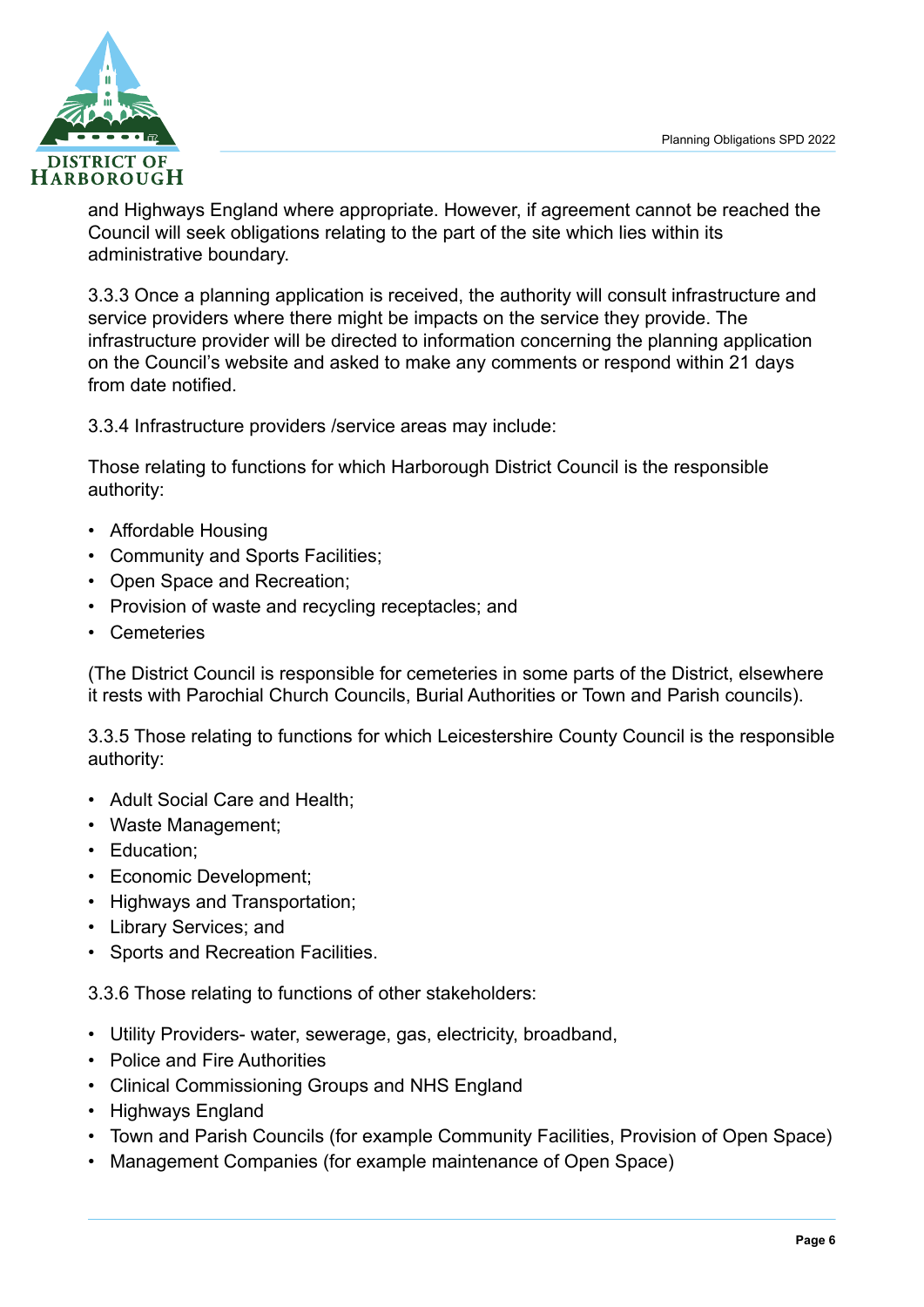and Highways England where appropriate. However, if agreement cannot be reached the Council will seek obligations relating to the part of the site which lies within its administrative boundary.

3.3.3 Once a planning application is received, the authority will consult infrastructure and service providers where there might be impacts on the service they provide. The infrastructure provider will be directed to information concerning the planning application on the Council's website and asked to make any comments or respond within 21 days from date notified.

3.3.4 Infrastructure providers /service areas may include:

Those relating to functions for which Harborough District Council is the responsible authority:

- Affordable Housing
- Community and Sports Facilities;
- Open Space and Recreation;
- Provision of waste and recycling receptacles; and
- Cemeteries

(The District Council is responsible for cemeteries in some parts of the District, elsewhere it rests with Parochial Church Councils, Burial Authorities or Town and Parish councils).

3.3.5 Those relating to functions for which Leicestershire County Council is the responsible authority:

- Adult Social Care and Health;
- Waste Management;
- Education;
- Economic Development;
- Highways and Transportation;
- Library Services; and
- Sports and Recreation Facilities.

3.3.6 Those relating to functions of other stakeholders:

- Utility Providers- water, sewerage, gas, electricity, broadband,
- Police and Fire Authorities
- Clinical Commissioning Groups and NHS England
- Highways England
- Town and Parish Councils (for example Community Facilities, Provision of Open Space)
- Management Companies (for example maintenance of Open Space)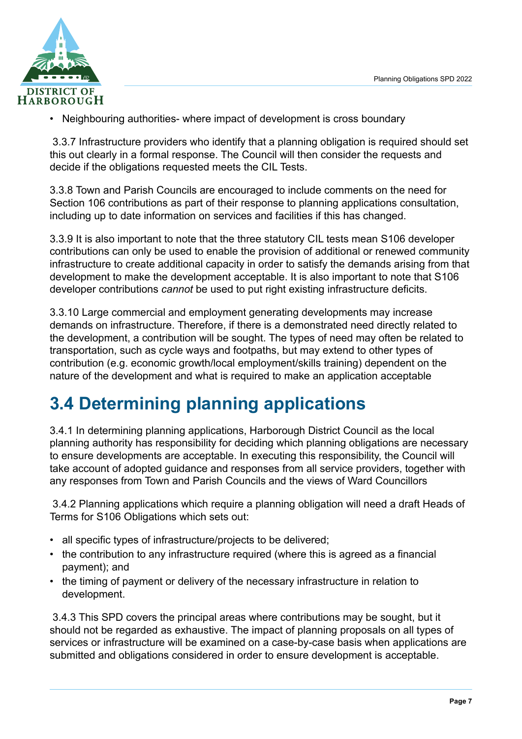- Neighbouring authorities- where impact of development is cross boundary

3.3.7 Infrastructure providers who identify that a planning obligation is required should set this out clearly in a formal response. The Council will then consider the requests and decide if the obligations requested meets the CIL Tests.

3.3.8 Town and Parish Councils are encouraged to include comments on the need for Section 106 contributions as part of their response to planning applications consultation, including up to date information on services and facilities if this has changed.

3.3.9 It is also important to note that the three statutory CIL tests mean S106 developer contributions can only be used to enable the provision of additional or renewed community infrastructure to create additional capacity in order to satisfy the demands arising from that development to make the development acceptable. It is also important to note that S106 developer contributions *cannot* be used to put right existing infrastructure deficits.

3.3.10 Large commercial and employment generating developments may increase demands on infrastructure. Therefore, if there is a demonstrated need directly related to the development, a contribution will be sought. The types of need may often be related to transportation, such as cycle ways and footpaths, but may extend to other types of contribution (e.g. economic growth/local employment/skills training) dependent on the nature of the development and what is required to make an application acceptable

## 3.4 Determining planning applications

3.4.1 In determining planning applications, Harborough District Council as the local planning authority has responsibility for deciding which planning obligations are necessary to ensure developments are acceptable. In executing this responsibility, the Council will take account of adopted guidance and responses from all service providers, together with any responses from Town and Parish Councils and the views of Ward Councillors

3.4.2 Planning applications which require a planning obligation will need a draft Heads of Terms for S106 Obligations which sets out:

- all specific types of infrastructure/projects to be delivered;
- the contribution to any infrastructure required (where this is agreed as a financial payment); and
- the timing of payment or delivery of the necessary infrastructure in relation to development.

3.4.3 This SPD covers the principal areas where contributions may be sought, but it should not be regarded as exhaustive. The impact of planning proposals on all types of services or infrastructure will be examined on a case-by-case basis when applications are submitted and obligations considered in order to ensure development is acceptable.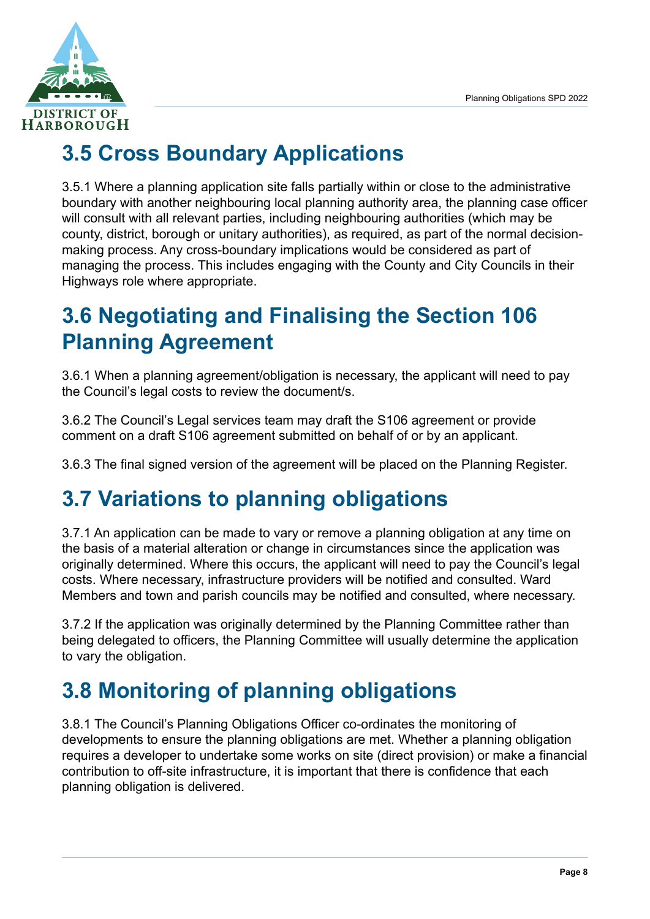## 3.5 Cross Boundary Applications

3.5.1 Where a planning application site falls partially within or close to the administrative boundary with another neighbouring local planning authority area, the planning case officer will consult with all relevant parties, including neighbouring authorities (which may be county, district, borough or unitary authorities), as required, as part of the normal decision-making process. Any cross-boundary implications would be considered as part of managing the process. This includes engaging with the County and City Councils in their Highways role where appropriate.

## 3.6 Negotiating and Finalising the Section 106 Planning Agreement

3.6.1 When a planning agreement/obligation is necessary, the applicant will need to pay the Council's legal costs to review the document/s.

3.6.2 The Council's Legal services team may draft the S106 agreement or provide comment on a draft S106 agreement submitted on behalf of or by an applicant.

3.6.3 The final signed version of the agreement will be placed on the Planning Register.

## 3.7 Variations to planning obligations

3.7.1 An application can be made to vary or remove a planning obligation at any time on the basis of a material alteration or change in circumstances since the application was originally determined. Where this occurs, the applicant will need to pay the Council's legal costs. Where necessary, infrastructure providers will be notified and consulted. Ward Members and town and parish councils may be notified and consulted, where necessary.

3.7.2 If the application was originally determined by the Planning Committee rather than being delegated to officers, the Planning Committee will usually determine the application to vary the obligation.

## 3.8 Monitoring of planning obligations

3.8.1 The Council's Planning Obligations Officer co-ordinates the monitoring of developments to ensure the planning obligations are met. Whether a planning obligation requires a developer to undertake some works on site (direct provision) or make a financial contribution to off-site infrastructure, it is important that there is confidence that each planning obligation is delivered.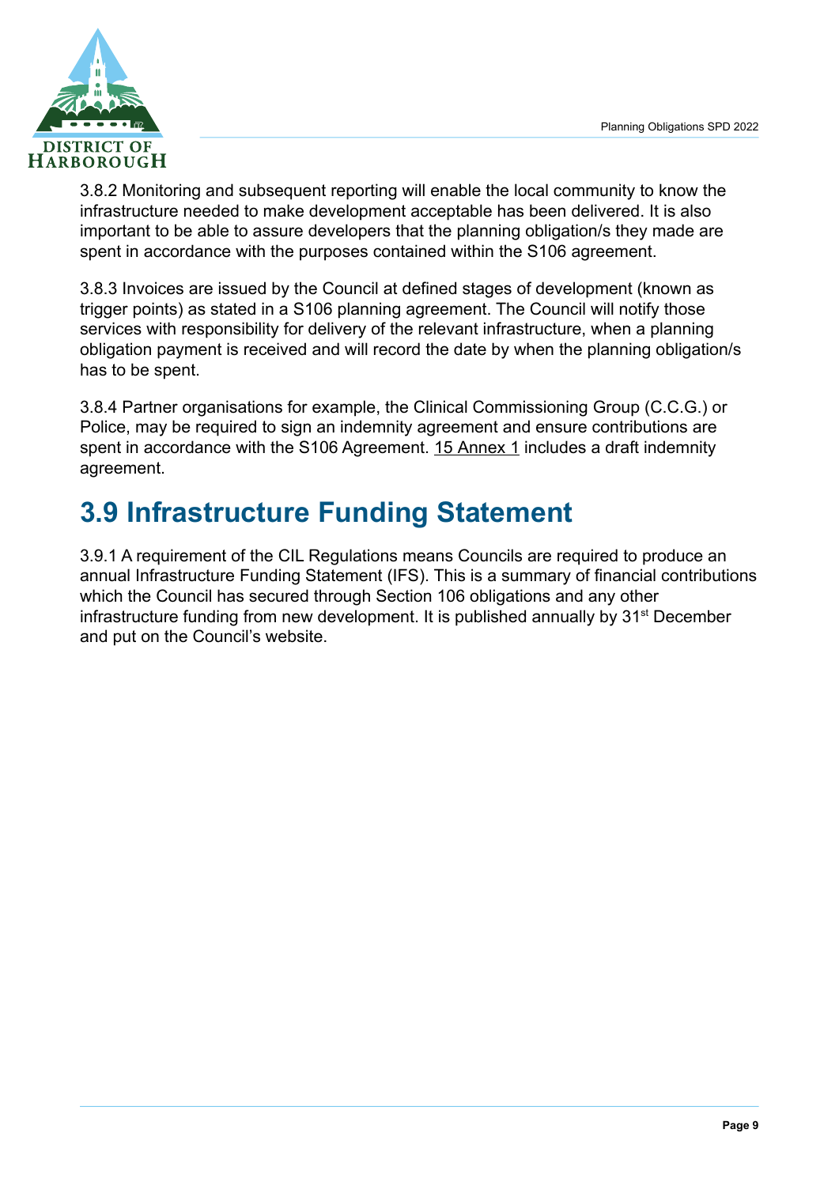3.8.2 Monitoring and subsequent reporting will enable the local community to know the infrastructure needed to make development acceptable has been delivered. It is also important to be able to assure developers that the planning obligation/s they made are spent in accordance with the purposes contained within the S106 agreement.

3.8.3 Invoices are issued by the Council at defined stages of development (known as trigger points) as stated in a S106 planning agreement. The Council will notify those services with responsibility for delivery of the relevant infrastructure, when a planning obligation payment is received and will record the date by when the planning obligation/s has to be spent.

3.8.4 Partner organisations for example, the Clinical Commissioning Group (C.C.G.) or Police, may be required to sign an indemnity agreement and ensure contributions are spent in accordance with the S106 Agreement. 15 Annex 1 includes a draft indemnity agreement.

## 3.9 Infrastructure Funding Statement

3.9.1 A requirement of the CIL Regulations means Councils are required to produce an annual Infrastructure Funding Statement (IFS). This is a summary of financial contributions which the Council has secured through Section 106 obligations and any other infrastructure funding from new development. It is published annually by 31st December and put on the Council's website.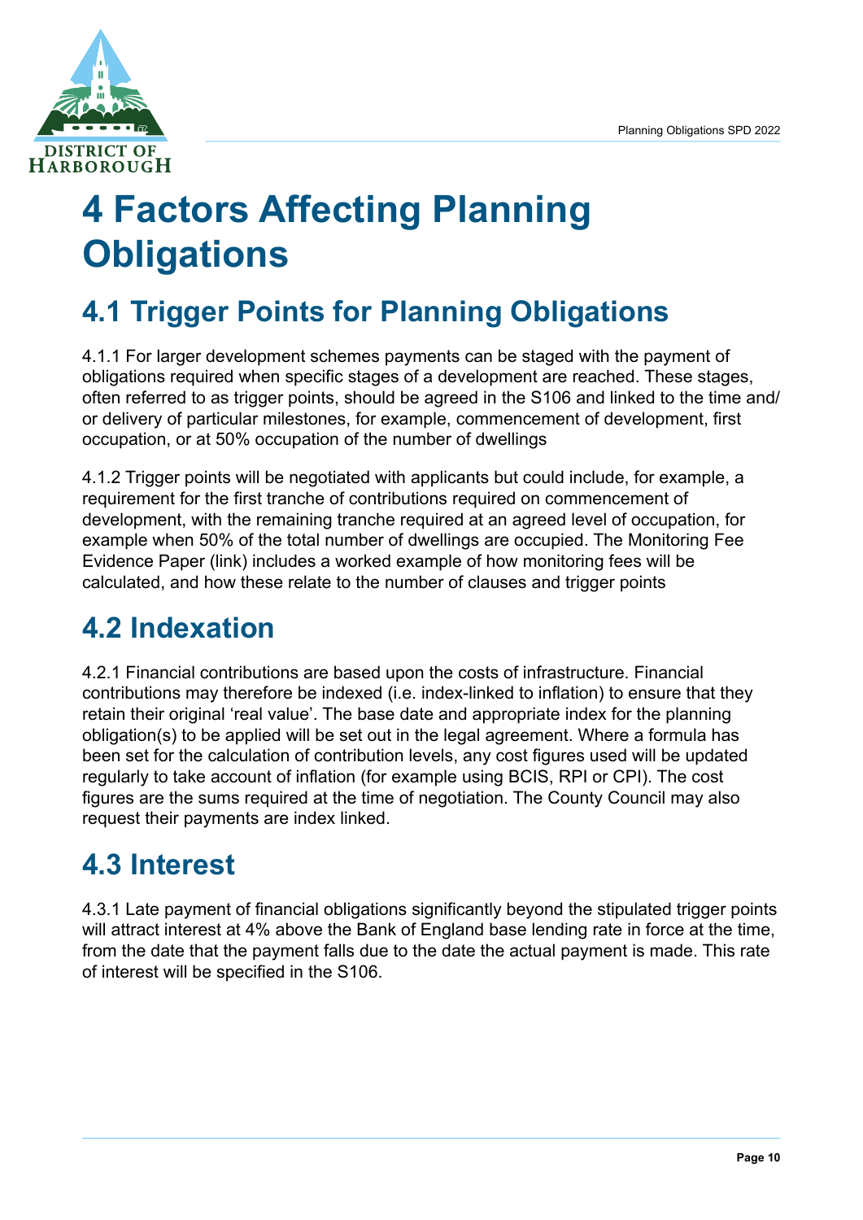# 4 Factors Affecting Planning Obligations

## 4.1 Trigger Points for Planning Obligations

4.1.1 For larger development schemes payments can be staged with the payment of obligations required when specific stages of a development are reached. These stages, often referred to as trigger points, should be agreed in the S106 and linked to the time and/ or delivery of particular milestones, for example, commencement of development, first occupation, or at 50% occupation of the number of dwellings

4.1.2 Trigger points will be negotiated with applicants but could include, for example, a requirement for the first tranche of contributions required on commencement of development, with the remaining tranche required at an agreed level of occupation, for example when 50% of the total number of dwellings are occupied. The Monitoring Fee Evidence Paper (link) includes a worked example of how monitoring fees will be calculated, and how these relate to the number of clauses and trigger points

## 4.2 Indexation

4.2.1 Financial contributions are based upon the costs of infrastructure. Financial contributions may therefore be indexed (i.e. index-linked to inflation) to ensure that they retain their original 'real value'. The base date and appropriate index for the planning obligation(s) to be applied will be set out in the legal agreement. Where a formula has been set for the calculation of contribution levels, any cost figures used will be updated regularly to take account of inflation (for example using BCIS, RPI or CPI). The cost figures are the sums required at the time of negotiation. The County Council may also request their payments are index linked.

## 4.3 Interest

4.3.1 Late payment of financial obligations significantly beyond the stipulated trigger points will attract interest at 4% above the Bank of England base lending rate in force at the time, from the date that the payment falls due to the date the actual payment is made. This rate of interest will be specified in the S106.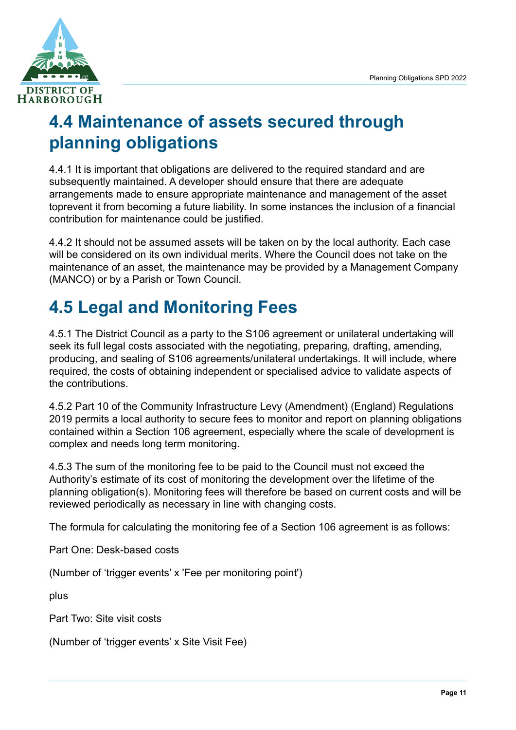## 4.4 Maintenance of assets secured through planning obligations

4.4.1 It is important that obligations are delivered to the required standard and are subsequently maintained. A developer should ensure that there are adequate arrangements made to ensure appropriate maintenance and management of the asset toprevent it from becoming a future liability. In some instances the inclusion of a financial contribution for maintenance could be justified.

4.4.2 It should not be assumed assets will be taken on by the local authority. Each case will be considered on its own individual merits. Where the Council does not take on the maintenance of an asset, the maintenance may be provided by a Management Company (MANCO) or by a Parish or Town Council.

## 4.5 Legal and Monitoring Fees

4.5.1 The District Council as a party to the S106 agreement or unilateral undertaking will seek its full legal costs associated with the negotiating, preparing, drafting, amending, producing, and sealing of S106 agreements/unilateral undertakings. It will include, where required, the costs of obtaining independent or specialised advice to validate aspects of the contributions.

4.5.2 Part 10 of the Community Infrastructure Levy (Amendment) (England) Regulations 2019 permits a local authority to secure fees to monitor and report on planning obligations contained within a Section 106 agreement, especially where the scale of development is complex and needs long term monitoring.

4.5.3 The sum of the monitoring fee to be paid to the Council must not exceed the Authority's estimate of its cost of monitoring the development over the lifetime of the planning obligation(s). Monitoring fees will therefore be based on current costs and will be reviewed periodically as necessary in line with changing costs.

The formula for calculating the monitoring fee of a Section 106 agreement is as follows:

Part One: Desk-based costs

(Number of 'trigger events' x 'Fee per monitoring point')

plus

Part Two: Site visit costs

(Number of 'trigger events' x Site Visit Fee)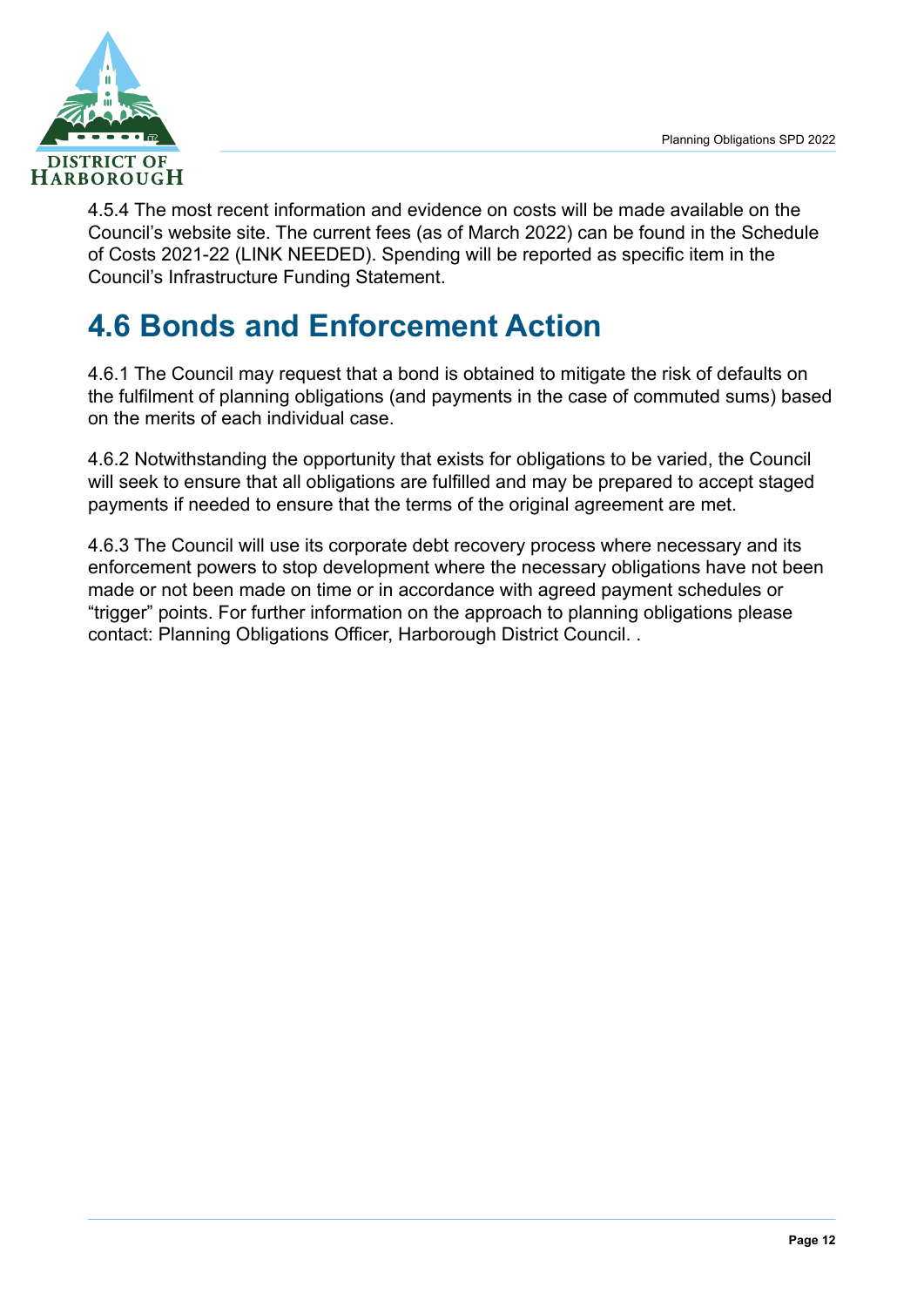4.5.4 The most recent information and evidence on costs will be made available on the Council's website site. The current fees (as of March 2022) can be found in the Schedule of Costs 2021-22 (LINK NEEDED). Spending will be reported as specific item in the Council's Infrastructure Funding Statement.

## 4.6 Bonds and Enforcement Action

4.6.1 The Council may request that a bond is obtained to mitigate the risk of defaults on the fulfilment of planning obligations (and payments in the case of commuted sums) based on the merits of each individual case.

4.6.2 Notwithstanding the opportunity that exists for obligations to be varied, the Council will seek to ensure that all obligations are fulfilled and may be prepared to accept staged payments if needed to ensure that the terms of the original agreement are met.

4.6.3 The Council will use its corporate debt recovery process where necessary and its enforcement powers to stop development where the necessary obligations have not been made or not been made on time or in accordance with agreed payment schedules or "trigger" points. For further information on the approach to planning obligations please contact: Planning Obligations Officer, Harborough District Council. .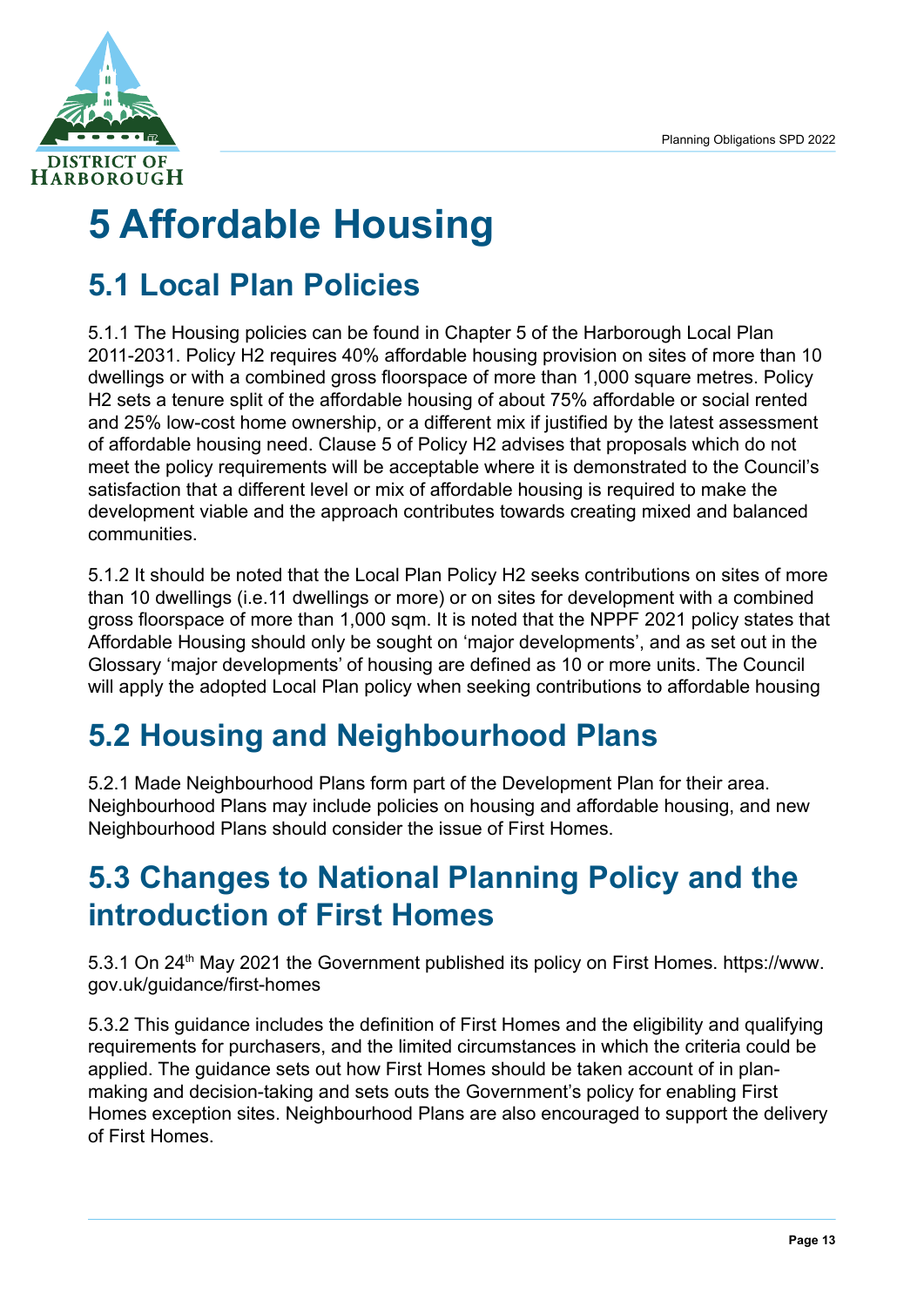# 5 Affordable Housing

## 5.1 Local Plan Policies

5.1.1 The Housing policies can be found in Chapter 5 of the Harborough Local Plan 2011-2031. Policy H2 requires 40% affordable housing provision on sites of more than 10 dwellings or with a combined gross floorspace of more than 1,000 square metres. Policy H2 sets a tenure split of the affordable housing of about 75% affordable or social rented and 25% low-cost home ownership, or a different mix if justified by the latest assessment of affordable housing need. Clause 5 of Policy H2 advises that proposals which do not meet the policy requirements will be acceptable where it is demonstrated to the Council's satisfaction that a different level or mix of affordable housing is required to make the development viable and the approach contributes towards creating mixed and balanced communities.

5.1.2 It should be noted that the Local Plan Policy H2 seeks contributions on sites of more than 10 dwellings (i.e.11 dwellings or more) or on sites for development with a combined gross floorspace of more than 1,000 sqm. It is noted that the NPPF 2021 policy states that Affordable Housing should only be sought on 'major developments', and as set out in the Glossary 'major developments' of housing are defined as 10 or more units. The Council will apply the adopted Local Plan policy when seeking contributions to affordable housing

## 5.2 Housing and Neighbourhood Plans

5.2.1 Made Neighbourhood Plans form part of the Development Plan for their area. Neighbourhood Plans may include policies on housing and affordable housing, and new Neighbourhood Plans should consider the issue of First Homes.

## 5.3 Changes to National Planning Policy and the introduction of First Homes

5.3.1 On 24th May 2021 the Government published its policy on First Homes. https://www.gov.uk/guidance/first-homes

5.3.2 This guidance includes the definition of First Homes and the eligibility and qualifying requirements for purchasers, and the limited circumstances in which the criteria could be applied. The guidance sets out how First Homes should be taken account of in plan-making and decision-taking and sets outs the Government's policy for enabling First Homes exception sites. Neighbourhood Plans are also encouraged to support the delivery of First Homes.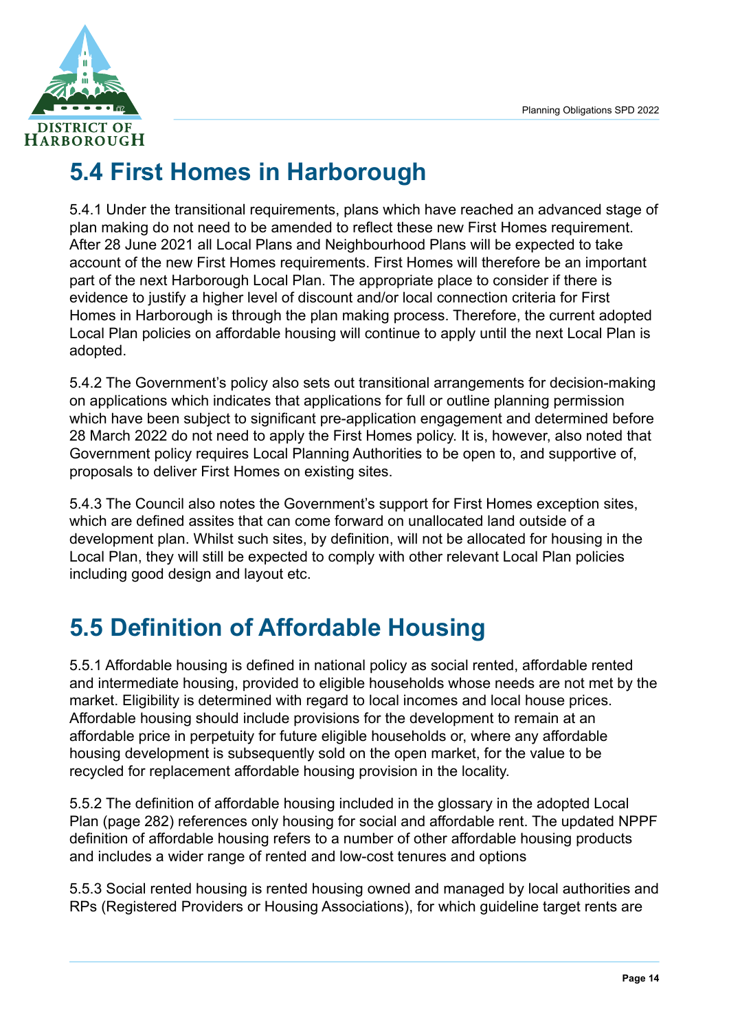## 5.4 First Homes in Harborough

5.4.1 Under the transitional requirements, plans which have reached an advanced stage of plan making do not need to be amended to reflect these new First Homes requirement. After 28 June 2021 all Local Plans and Neighbourhood Plans will be expected to take account of the new First Homes requirements. First Homes will therefore be an important part of the next Harborough Local Plan. The appropriate place to consider if there is evidence to justify a higher level of discount and/or local connection criteria for First Homes in Harborough is through the plan making process. Therefore, the current adopted Local Plan policies on affordable housing will continue to apply until the next Local Plan is adopted.

5.4.2 The Government's policy also sets out transitional arrangements for decision-making on applications which indicates that applications for full or outline planning permission which have been subject to significant pre-application engagement and determined before 28 March 2022 do not need to apply the First Homes policy. It is, however, also noted that Government policy requires Local Planning Authorities to be open to, and supportive of, proposals to deliver First Homes on existing sites.

5.4.3 The Council also notes the Government's support for First Homes exception sites, which are defined assites that can come forward on unallocated land outside of a development plan. Whilst such sites, by definition, will not be allocated for housing in the Local Plan, they will still be expected to comply with other relevant Local Plan policies including good design and layout etc.

## 5.5 Definition of Affordable Housing

5.5.1 Affordable housing is defined in national policy as social rented, affordable rented and intermediate housing, provided to eligible households whose needs are not met by the market. Eligibility is determined with regard to local incomes and local house prices. Affordable housing should include provisions for the development to remain at an affordable price in perpetuity for future eligible households or, where any affordable housing development is subsequently sold on the open market, for the value to be recycled for replacement affordable housing provision in the locality.

5.5.2 The definition of affordable housing included in the glossary in the adopted Local Plan (page 282) references only housing for social and affordable rent. The updated NPPF definition of affordable housing refers to a number of other affordable housing products and includes a wider range of rented and low-cost tenures and options

5.5.3 Social rented housing is rented housing owned and managed by local authorities and RPs (Registered Providers or Housing Associations), for which guideline target rents are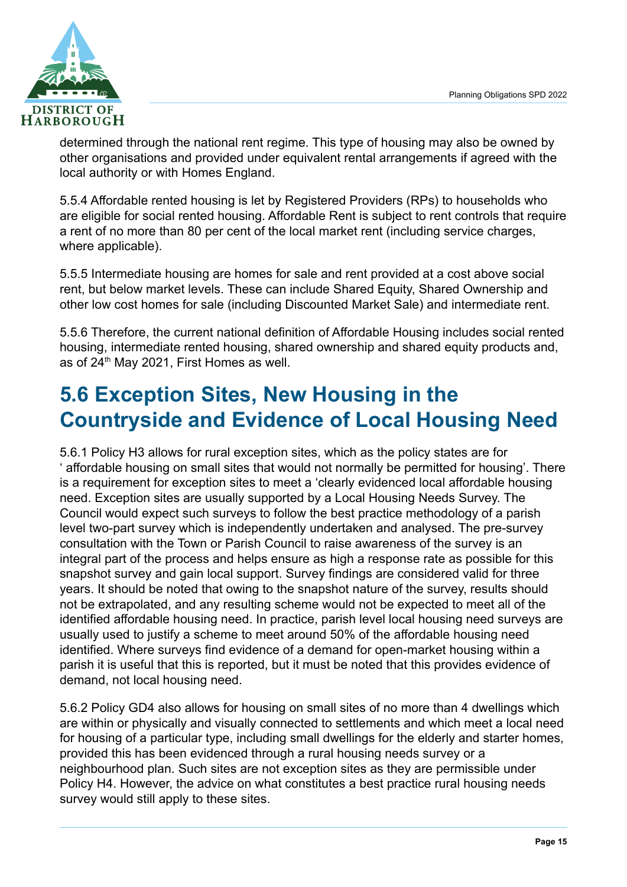determined through the national rent regime. This type of housing may also be owned by other organisations and provided under equivalent rental arrangements if agreed with the local authority or with Homes England.

5.5.4 Affordable rented housing is let by Registered Providers (RPs) to households who are eligible for social rented housing. Affordable Rent is subject to rent controls that require a rent of no more than 80 per cent of the local market rent (including service charges, where applicable).

5.5.5 Intermediate housing are homes for sale and rent provided at a cost above social rent, but below market levels. These can include Shared Equity, Shared Ownership and other low cost homes for sale (including Discounted Market Sale) and intermediate rent.

5.5.6 Therefore, the current national definition of Affordable Housing includes social rented housing, intermediate rented housing, shared ownership and shared equity products and, as of 24th May 2021, First Homes as well.

## 5.6 Exception Sites, New Housing in the Countryside and Evidence of Local Housing Need

5.6.1 Policy H3 allows for rural exception sites, which as the policy states are for ' affordable housing on small sites that would not normally be permitted for housing'. There is a requirement for exception sites to meet a 'clearly evidenced local affordable housing need. Exception sites are usually supported by a Local Housing Needs Survey. The Council would expect such surveys to follow the best practice methodology of a parish level two-part survey which is independently undertaken and analysed. The pre-survey consultation with the Town or Parish Council to raise awareness of the survey is an integral part of the process and helps ensure as high a response rate as possible for this snapshot survey and gain local support. Survey findings are considered valid for three years. It should be noted that owing to the snapshot nature of the survey, results should not be extrapolated, and any resulting scheme would not be expected to meet all of the identified affordable housing need. In practice, parish level local housing need surveys are usually used to justify a scheme to meet around 50% of the affordable housing need identified. Where surveys find evidence of a demand for open-market housing within a parish it is useful that this is reported, but it must be noted that this provides evidence of demand, not local housing need.

5.6.2 Policy GD4 also allows for housing on small sites of no more than 4 dwellings which are within or physically and visually connected to settlements and which meet a local need for housing of a particular type, including small dwellings for the elderly and starter homes, provided this has been evidenced through a rural housing needs survey or a neighbourhood plan. Such sites are not exception sites as they are permissible under Policy H4. However, the advice on what constitutes a best practice rural housing needs survey would still apply to these sites.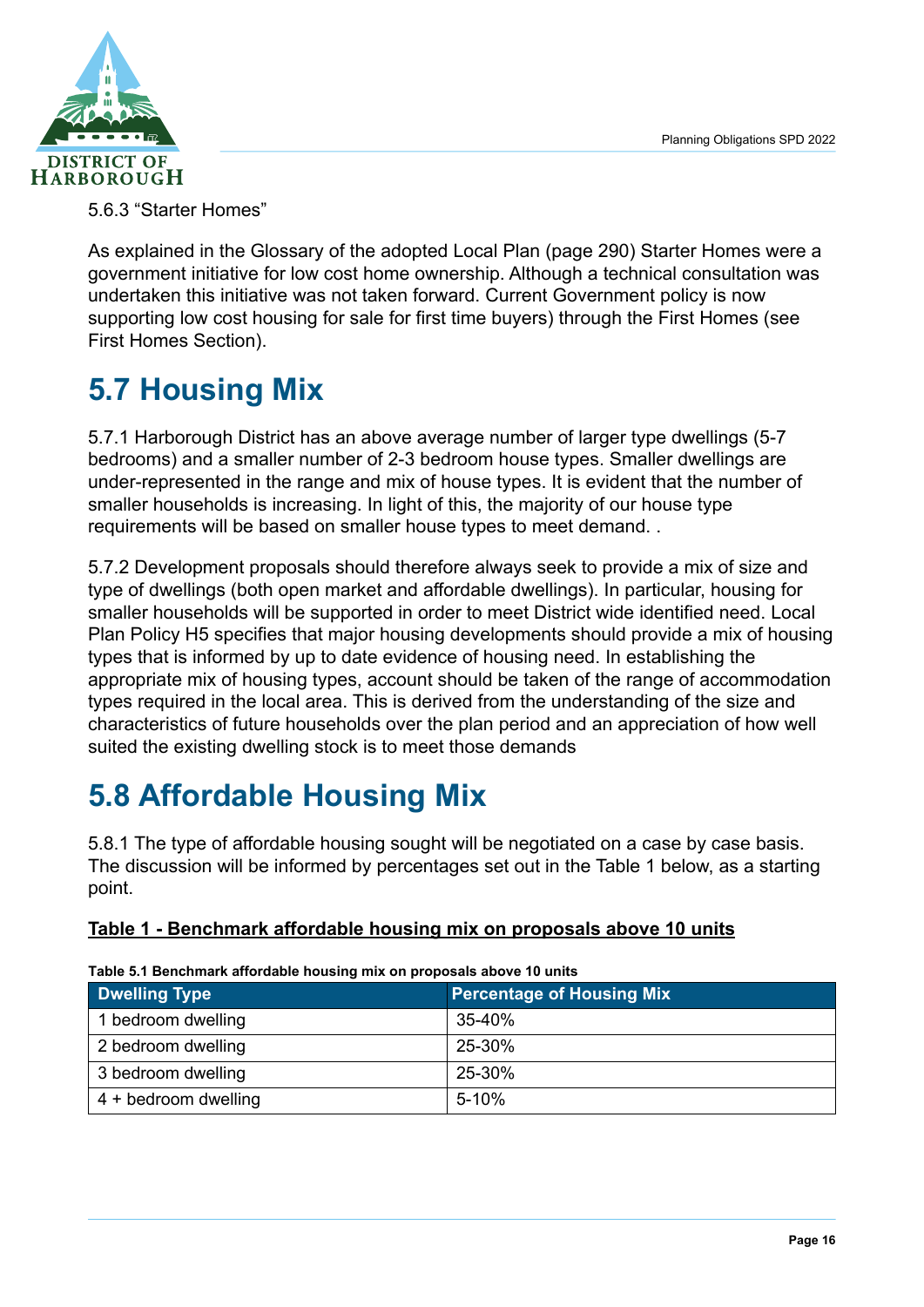5.6.3 "Starter Homes"

As explained in the Glossary of the adopted Local Plan (page 290) Starter Homes were a government initiative for low cost home ownership. Although a technical consultation was undertaken this initiative was not taken forward. Current Government policy is now supporting low cost housing for sale for first time buyers) through the First Homes (see First Homes Section).

# 5.7 Housing Mix

5.7.1 Harborough District has an above average number of larger type dwellings (5-7 bedrooms) and a smaller number of 2-3 bedroom house types. Smaller dwellings are under-represented in the range and mix of house types. It is evident that the number of smaller households is increasing. In light of this, the majority of our house type requirements will be based on smaller house types to meet demand. .

5.7.2 Development proposals should therefore always seek to provide a mix of size and type of dwellings (both open market and affordable dwellings). In particular, housing for smaller households will be supported in order to meet District wide identified need. Local Plan Policy H5 specifies that major housing developments should provide a mix of housing types that is informed by up to date evidence of housing need. In establishing the appropriate mix of housing types, account should be taken of the range of accommodation types required in the local area. This is derived from the understanding of the size and characteristics of future households over the plan period and an appreciation of how well suited the existing dwelling stock is to meet those demands

# 5.8 Affordable Housing Mix

5.8.1 The type of affordable housing sought will be negotiated on a case by case basis. The discussion will be informed by percentages set out in the Table 1 below, as a starting point.

**Table 1 - Benchmark affordable housing mix on proposals above 10 units**

**Table 5.1 Benchmark affordable housing mix on proposals above 10 units**

| Dwelling Type | Percentage of Housing Mix |
|---|---|
| 1 bedroom dwelling | 35-40% |
| 2 bedroom dwelling | 25-30% |
| 3 bedroom dwelling | 25-30% |
| 4 + bedroom dwelling | 5-10% |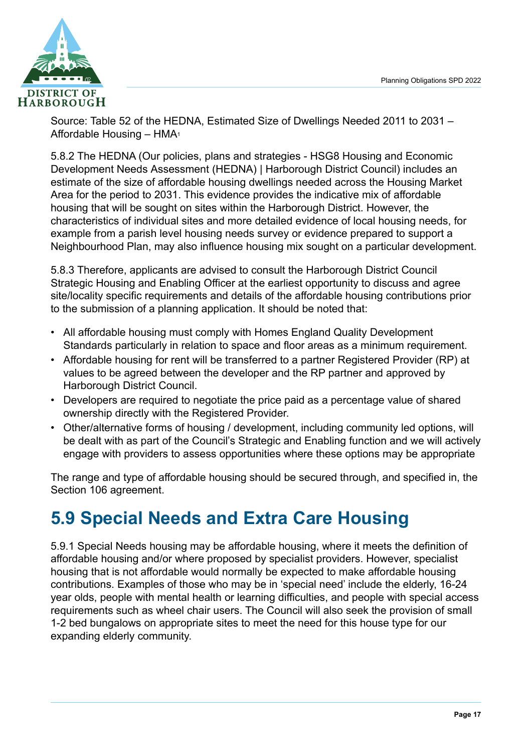Source: Table 52 of the HEDNA, Estimated Size of Dwellings Needed 2011 to 2031 – Affordable Housing – HMA[1]

5.8.2 The HEDNA (Our policies, plans and strategies - HSG8 Housing and Economic Development Needs Assessment (HEDNA) | Harborough District Council) includes an estimate of the size of affordable housing dwellings needed across the Housing Market Area for the period to 2031. This evidence provides the indicative mix of affordable housing that will be sought on sites within the Harborough District. However, the characteristics of individual sites and more detailed evidence of local housing needs, for example from a parish level housing needs survey or evidence prepared to support a Neighbourhood Plan, may also influence housing mix sought on a particular development.

5.8.3 Therefore, applicants are advised to consult the Harborough District Council Strategic Housing and Enabling Officer at the earliest opportunity to discuss and agree site/locality specific requirements and details of the affordable housing contributions prior to the submission of a planning application. It should be noted that:

- All affordable housing must comply with Homes England Quality Development Standards particularly in relation to space and floor areas as a minimum requirement.
- Affordable housing for rent will be transferred to a partner Registered Provider (RP) at values to be agreed between the developer and the RP partner and approved by Harborough District Council.
- Developers are required to negotiate the price paid as a percentage value of shared ownership directly with the Registered Provider.
- Other/alternative forms of housing / development, including community led options, will be dealt with as part of the Council's Strategic and Enabling function and we will actively engage with providers to assess opportunities where these options may be appropriate

The range and type of affordable housing should be secured through, and specified in, the Section 106 agreement.

## 5.9 Special Needs and Extra Care Housing

5.9.1 Special Needs housing may be affordable housing, where it meets the definition of affordable housing and/or where proposed by specialist providers. However, specialist housing that is not affordable would normally be expected to make affordable housing contributions. Examples of those who may be in 'special need' include the elderly, 16-24 year olds, people with mental health or learning difficulties, and people with special access requirements such as wheel chair users. The Council will also seek the provision of small 1-2 bed bungalows on appropriate sites to meet the need for this house type for our expanding elderly community.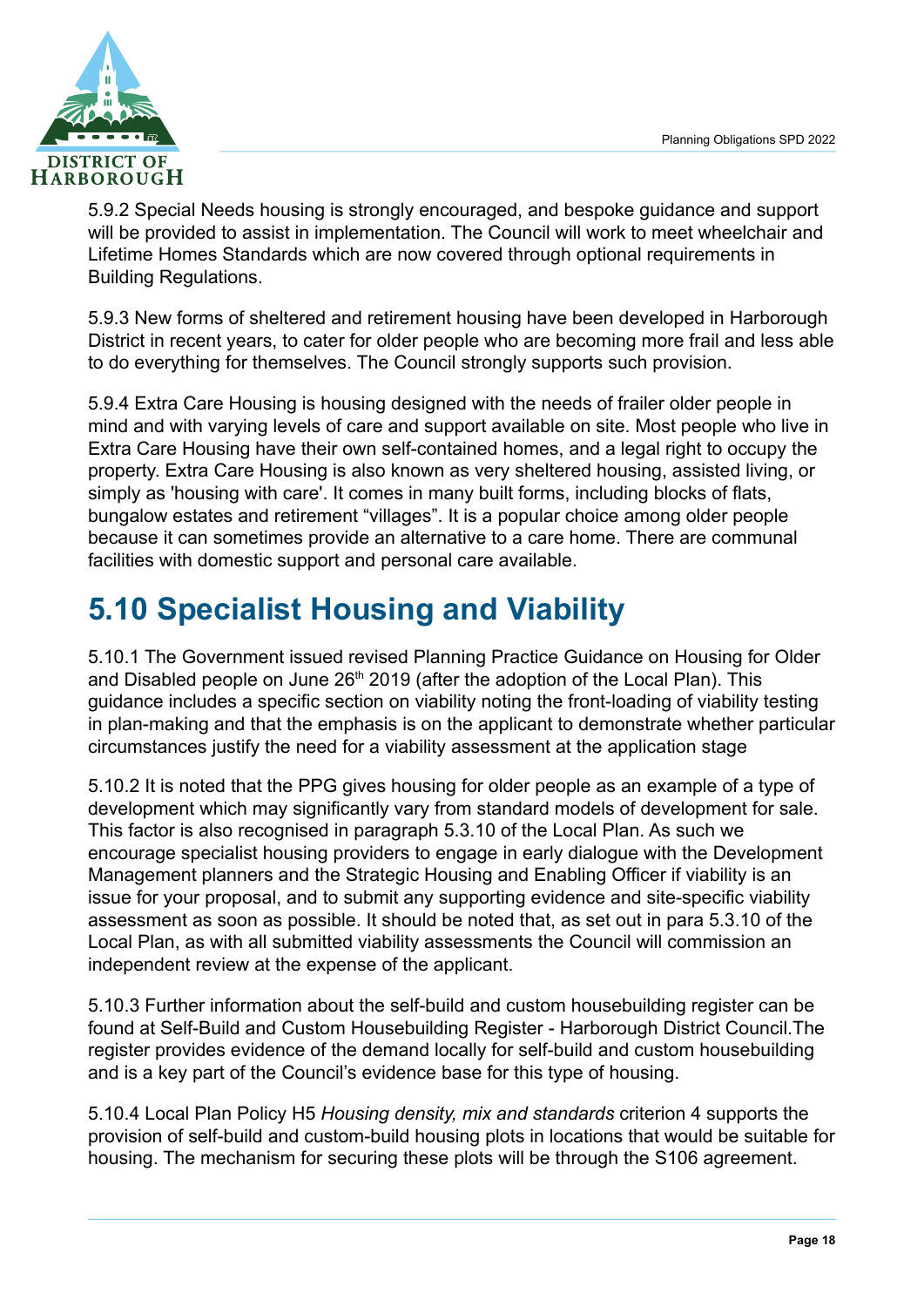5.9.2 Special Needs housing is strongly encouraged, and bespoke guidance and support will be provided to assist in implementation. The Council will work to meet wheelchair and Lifetime Homes Standards which are now covered through optional requirements in Building Regulations.

5.9.3 New forms of sheltered and retirement housing have been developed in Harborough District in recent years, to cater for older people who are becoming more frail and less able to do everything for themselves. The Council strongly supports such provision.

5.9.4 Extra Care Housing is housing designed with the needs of frailer older people in mind and with varying levels of care and support available on site. Most people who live in Extra Care Housing have their own self-contained homes, and a legal right to occupy the property. Extra Care Housing is also known as very sheltered housing, assisted living, or simply as 'housing with care'. It comes in many built forms, including blocks of flats, bungalow estates and retirement "villages". It is a popular choice among older people because it can sometimes provide an alternative to a care home. There are communal facilities with domestic support and personal care available.

## 5.10 Specialist Housing and Viability

5.10.1 The Government issued revised Planning Practice Guidance on Housing for Older and Disabled people on June 26th 2019 (after the adoption of the Local Plan). This guidance includes a specific section on viability noting the front-loading of viability testing in plan-making and that the emphasis is on the applicant to demonstrate whether particular circumstances justify the need for a viability assessment at the application stage

5.10.2 It is noted that the PPG gives housing for older people as an example of a type of development which may significantly vary from standard models of development for sale. This factor is also recognised in paragraph 5.3.10 of the Local Plan. As such we encourage specialist housing providers to engage in early dialogue with the Development Management planners and the Strategic Housing and Enabling Officer if viability is an issue for your proposal, and to submit any supporting evidence and site-specific viability assessment as soon as possible. It should be noted that, as set out in para 5.3.10 of the Local Plan, as with all submitted viability assessments the Council will commission an independent review at the expense of the applicant.

5.10.3 Further information about the self-build and custom housebuilding register can be found at Self-Build and Custom Housebuilding Register - Harborough District Council.The register provides evidence of the demand locally for self-build and custom housebuilding and is a key part of the Council's evidence base for this type of housing.

5.10.4 Local Plan Policy H5 *Housing density, mix and standards* criterion 4 supports the provision of self-build and custom-build housing plots in locations that would be suitable for housing. The mechanism for securing these plots will be through the S106 agreement.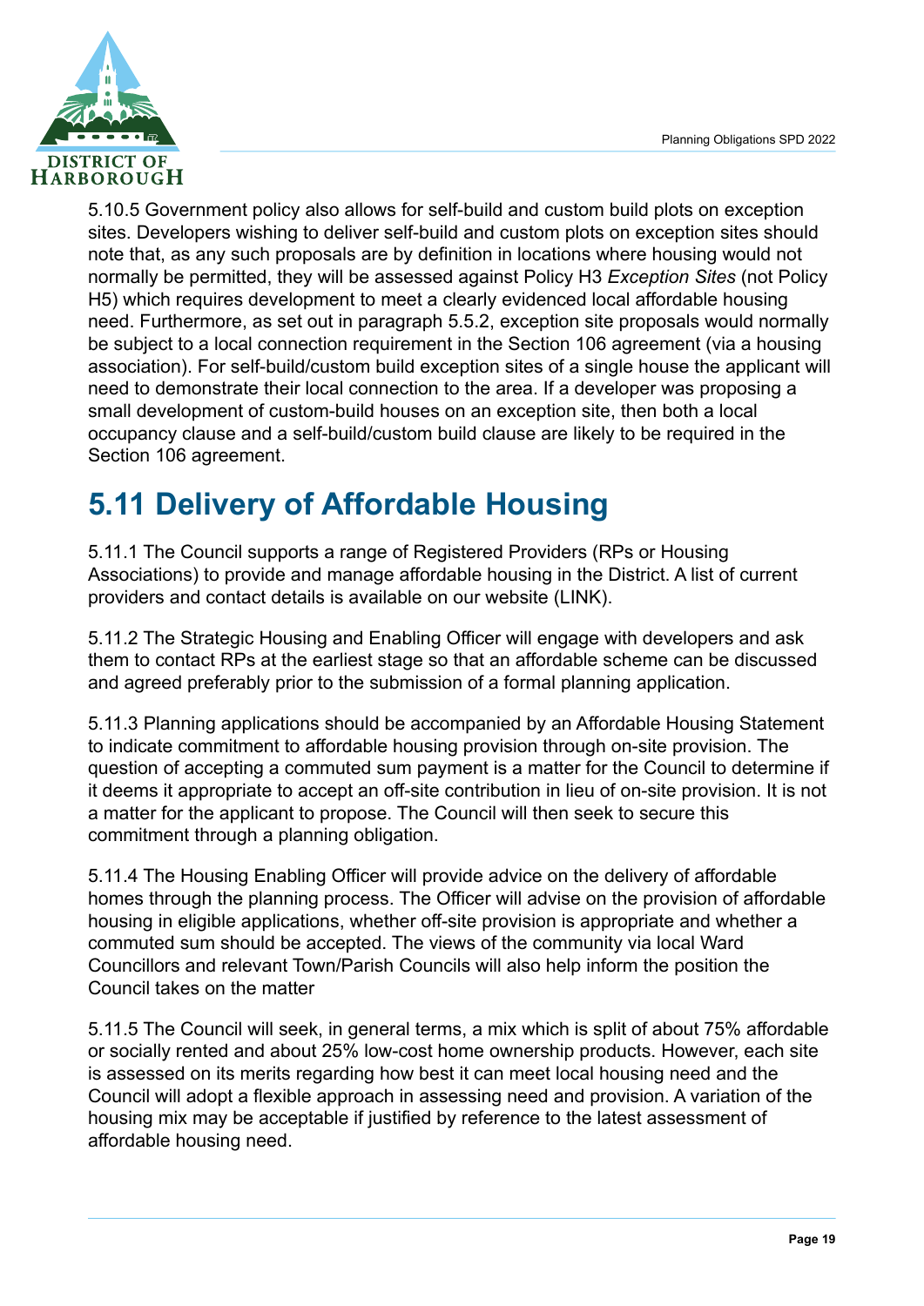5.10.5 Government policy also allows for self-build and custom build plots on exception sites. Developers wishing to deliver self-build and custom plots on exception sites should note that, as any such proposals are by definition in locations where housing would not normally be permitted, they will be assessed against Policy H3 *Exception Sites* (not Policy H5) which requires development to meet a clearly evidenced local affordable housing need. Furthermore, as set out in paragraph 5.5.2, exception site proposals would normally be subject to a local connection requirement in the Section 106 agreement (via a housing association). For self-build/custom build exception sites of a single house the applicant will need to demonstrate their local connection to the area. If a developer was proposing a small development of custom-build houses on an exception site, then both a local occupancy clause and a self-build/custom build clause are likely to be required in the Section 106 agreement.

## 5.11 Delivery of Affordable Housing

5.11.1 The Council supports a range of Registered Providers (RPs or Housing Associations) to provide and manage affordable housing in the District. A list of current providers and contact details is available on our website (LINK).

5.11.2 The Strategic Housing and Enabling Officer will engage with developers and ask them to contact RPs at the earliest stage so that an affordable scheme can be discussed and agreed preferably prior to the submission of a formal planning application.

5.11.3 Planning applications should be accompanied by an Affordable Housing Statement to indicate commitment to affordable housing provision through on-site provision. The question of accepting a commuted sum payment is a matter for the Council to determine if it deems it appropriate to accept an off-site contribution in lieu of on-site provision. It is not a matter for the applicant to propose. The Council will then seek to secure this commitment through a planning obligation.

5.11.4 The Housing Enabling Officer will provide advice on the delivery of affordable homes through the planning process. The Officer will advise on the provision of affordable housing in eligible applications, whether off-site provision is appropriate and whether a commuted sum should be accepted. The views of the community via local Ward Councillors and relevant Town/Parish Councils will also help inform the position the Council takes on the matter

5.11.5 The Council will seek, in general terms, a mix which is split of about 75% affordable or socially rented and about 25% low-cost home ownership products. However, each site is assessed on its merits regarding how best it can meet local housing need and the Council will adopt a flexible approach in assessing need and provision. A variation of the housing mix may be acceptable if justified by reference to the latest assessment of affordable housing need.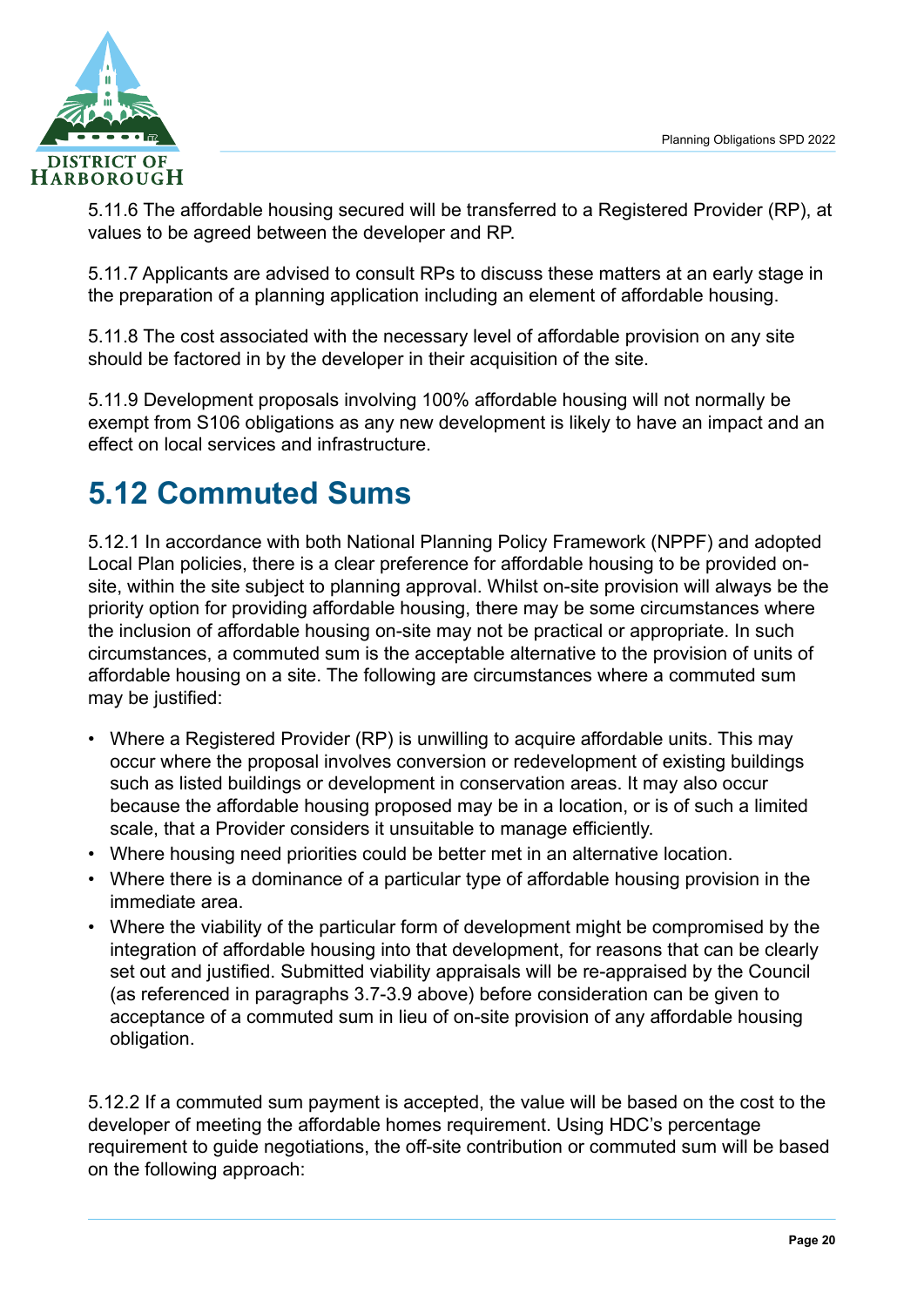5.11.6 The affordable housing secured will be transferred to a Registered Provider (RP), at values to be agreed between the developer and RP.

5.11.7 Applicants are advised to consult RPs to discuss these matters at an early stage in the preparation of a planning application including an element of affordable housing.

5.11.8 The cost associated with the necessary level of affordable provision on any site should be factored in by the developer in their acquisition of the site.

5.11.9 Development proposals involving 100% affordable housing will not normally be exempt from S106 obligations as any new development is likely to have an impact and an effect on local services and infrastructure.

## 5.12 Commuted Sums

5.12.1 In accordance with both National Planning Policy Framework (NPPF) and adopted Local Plan policies, there is a clear preference for affordable housing to be provided on-site, within the site subject to planning approval. Whilst on-site provision will always be the priority option for providing affordable housing, there may be some circumstances where the inclusion of affordable housing on-site may not be practical or appropriate. In such circumstances, a commuted sum is the acceptable alternative to the provision of units of affordable housing on a site. The following are circumstances where a commuted sum may be justified:

- Where a Registered Provider (RP) is unwilling to acquire affordable units. This may occur where the proposal involves conversion or redevelopment of existing buildings such as listed buildings or development in conservation areas. It may also occur because the affordable housing proposed may be in a location, or is of such a limited scale, that a Provider considers it unsuitable to manage efficiently.
- Where housing need priorities could be better met in an alternative location.
- Where there is a dominance of a particular type of affordable housing provision in the immediate area.
- Where the viability of the particular form of development might be compromised by the integration of affordable housing into that development, for reasons that can be clearly set out and justified. Submitted viability appraisals will be re-appraised by the Council (as referenced in paragraphs 3.7-3.9 above) before consideration can be given to acceptance of a commuted sum in lieu of on-site provision of any affordable housing obligation.

5.12.2 If a commuted sum payment is accepted, the value will be based on the cost to the developer of meeting the affordable homes requirement. Using HDC's percentage requirement to guide negotiations, the off-site contribution or commuted sum will be based on the following approach: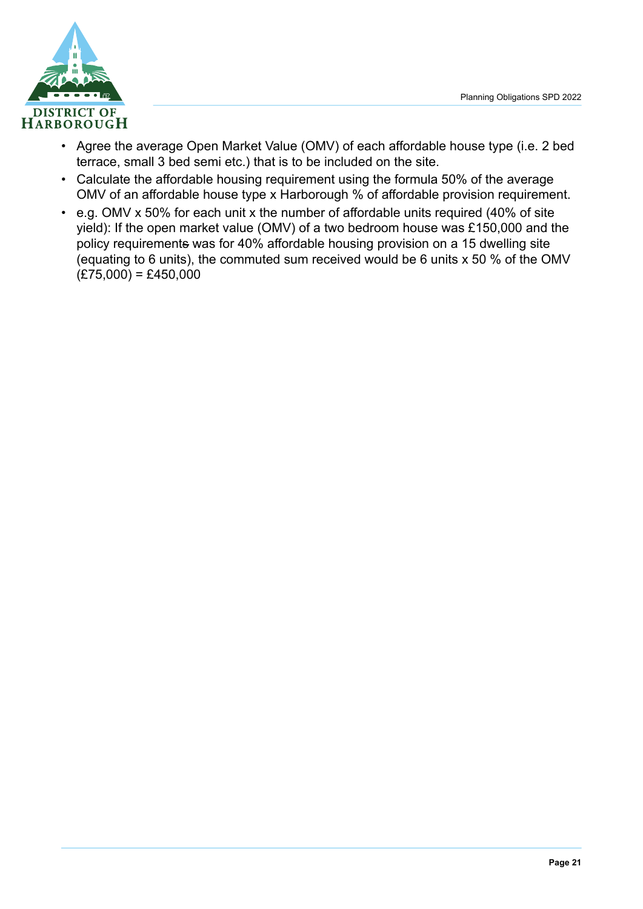- Agree the average Open Market Value (OMV) of each affordable house type (i.e. 2 bed terrace, small 3 bed semi etc.) that is to be included on the site.
- Calculate the affordable housing requirement using the formula 50% of the average OMV of an affordable house type x Harborough % of affordable provision requirement.
- e.g. OMV x 50% for each unit x the number of affordable units required (40% of site yield): If the open market value (OMV) of a two bedroom house was £150,000 and the policy requirements was for 40% affordable housing provision on a 15 dwelling site (equating to 6 units), the commuted sum received would be 6 units x 50 % of the OMV (£75,000) = £450,000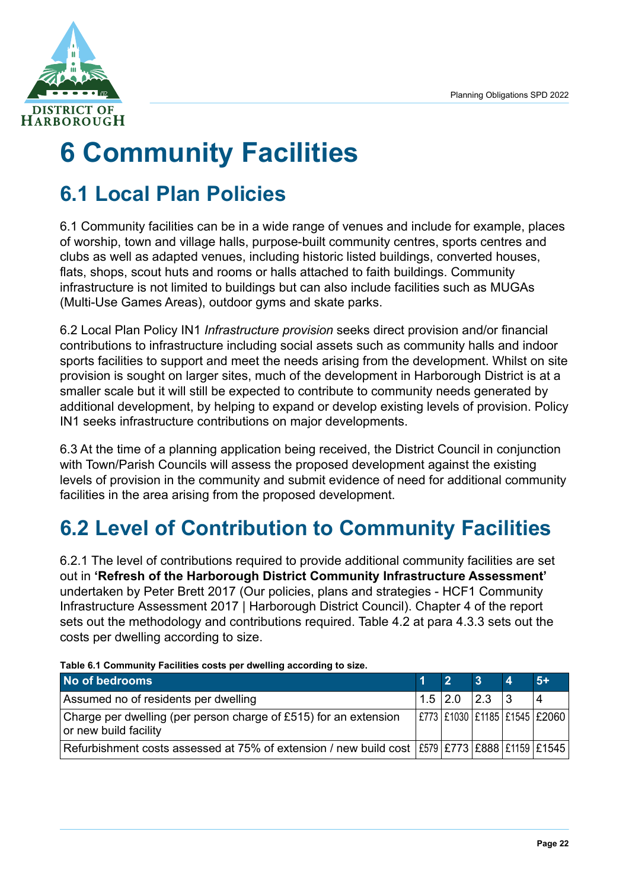# 6 Community Facilities

## 6.1 Local Plan Policies

6.1 Community facilities can be in a wide range of venues and include for example, places of worship, town and village halls, purpose-built community centres, sports centres and clubs as well as adapted venues, including historic listed buildings, converted houses, flats, shops, scout huts and rooms or halls attached to faith buildings. Community infrastructure is not limited to buildings but can also include facilities such as MUGAs (Multi-Use Games Areas), outdoor gyms and skate parks.

6.2 Local Plan Policy IN1 *Infrastructure provision* seeks direct provision and/or financial contributions to infrastructure including social assets such as community halls and indoor sports facilities to support and meet the needs arising from the development. Whilst on site provision is sought on larger sites, much of the development in Harborough District is at a smaller scale but it will still be expected to contribute to community needs generated by additional development, by helping to expand or develop existing levels of provision. Policy IN1 seeks infrastructure contributions on major developments.

6.3 At the time of a planning application being received, the District Council in conjunction with Town/Parish Councils will assess the proposed development against the existing levels of provision in the community and submit evidence of need for additional community facilities in the area arising from the proposed development.

## 6.2 Level of Contribution to Community Facilities

6.2.1 The level of contributions required to provide additional community facilities are set out in **'Refresh of the Harborough District Community Infrastructure Assessment'** undertaken by Peter Brett 2017 (Our policies, plans and strategies - HCF1 Community Infrastructure Assessment 2017 | Harborough District Council). Chapter 4 of the report sets out the methodology and contributions required. Table 4.2 at para 4.3.3 sets out the costs per dwelling according to size.

**Table 6.1 Community Facilities costs per dwelling according to size.**

| No of bedrooms | 1 | 2 | 3 | 4 | 5+ |
|---|---|---|---|---|---|
| Assumed no of residents per dwelling | 1.5 | 2.0 | 2.3 | 3 | 4 |
| Charge per dwelling (per person charge of £515) for an extension or new build facility | £773 | £1030 | £1185 | £1545 | £2060 |
| Refurbishment costs assessed at 75% of extension / new build cost | £579 | £773 | £888 | £1159 | £1545 |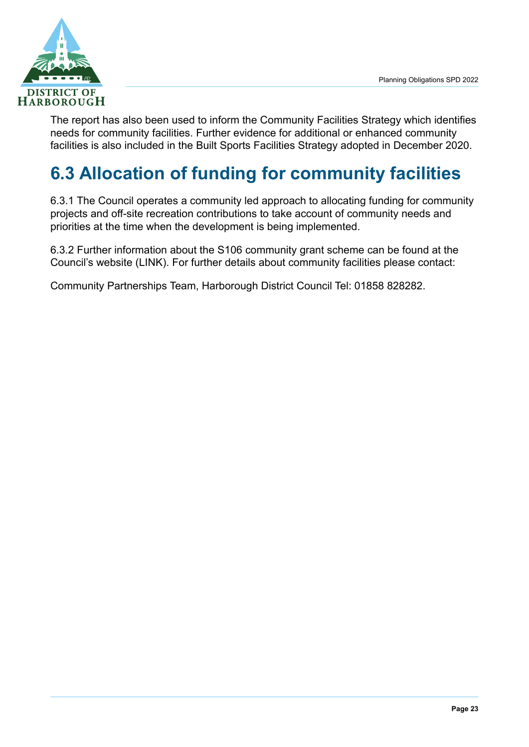The report has also been used to inform the Community Facilities Strategy which identifies needs for community facilities. Further evidence for additional or enhanced community facilities is also included in the Built Sports Facilities Strategy adopted in December 2020.

## 6.3 Allocation of funding for community facilities

6.3.1 The Council operates a community led approach to allocating funding for community projects and off-site recreation contributions to take account of community needs and priorities at the time when the development is being implemented.

6.3.2 Further information about the S106 community grant scheme can be found at the Council's website (LINK). For further details about community facilities please contact:

Community Partnerships Team, Harborough District Council Tel: 01858 828282.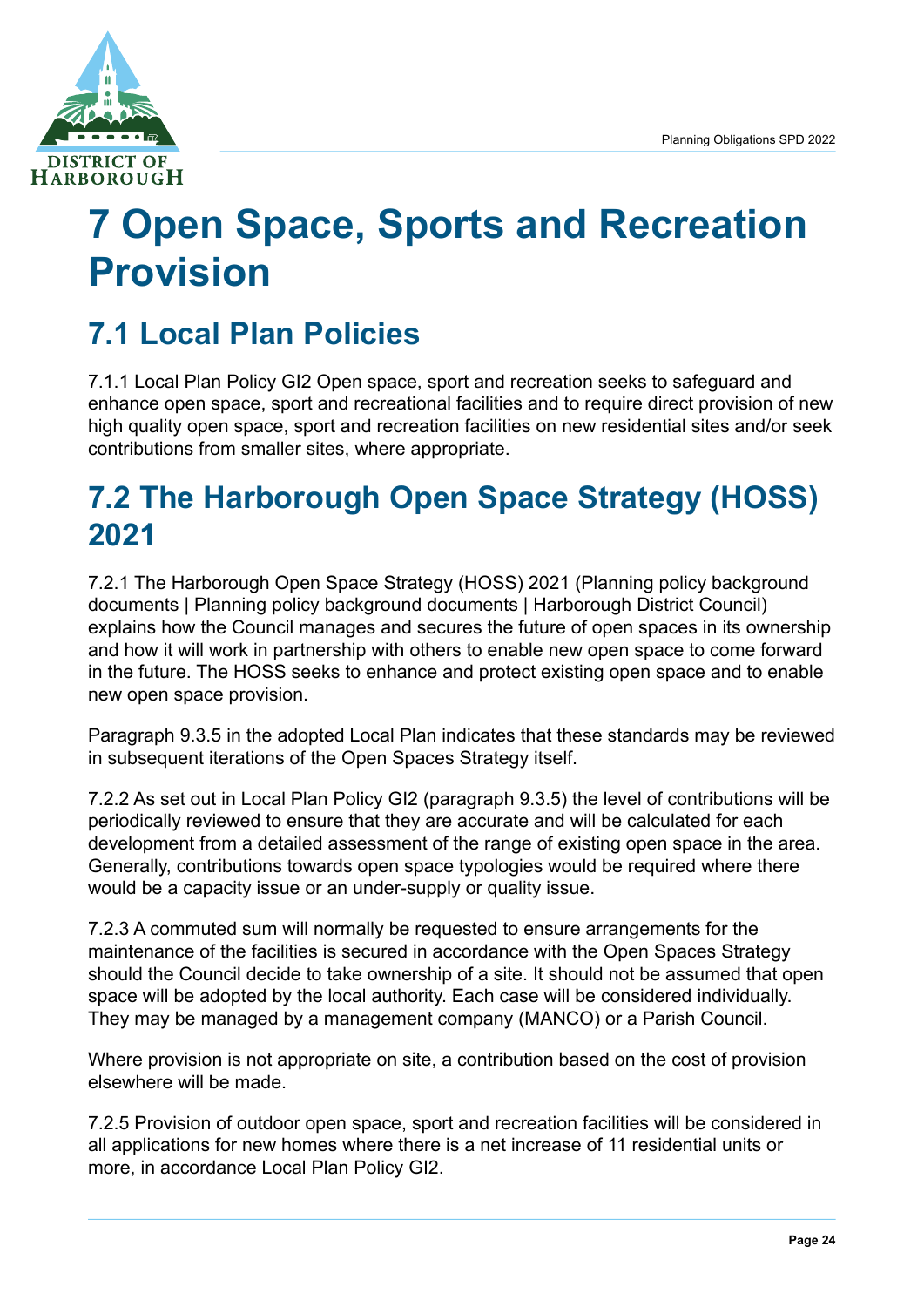# 7 Open Space, Sports and Recreation Provision

## 7.1 Local Plan Policies

7.1.1 Local Plan Policy GI2 Open space, sport and recreation seeks to safeguard and enhance open space, sport and recreational facilities and to require direct provision of new high quality open space, sport and recreation facilities on new residential sites and/or seek contributions from smaller sites, where appropriate.

## 7.2 The Harborough Open Space Strategy (HOSS) 2021

7.2.1 The Harborough Open Space Strategy (HOSS) 2021 (Planning policy background documents | Planning policy background documents | Harborough District Council) explains how the Council manages and secures the future of open spaces in its ownership and how it will work in partnership with others to enable new open space to come forward in the future. The HOSS seeks to enhance and protect existing open space and to enable new open space provision.

Paragraph 9.3.5 in the adopted Local Plan indicates that these standards may be reviewed in subsequent iterations of the Open Spaces Strategy itself.

7.2.2 As set out in Local Plan Policy GI2 (paragraph 9.3.5) the level of contributions will be periodically reviewed to ensure that they are accurate and will be calculated for each development from a detailed assessment of the range of existing open space in the area. Generally, contributions towards open space typologies would be required where there would be a capacity issue or an under-supply or quality issue.

7.2.3 A commuted sum will normally be requested to ensure arrangements for the maintenance of the facilities is secured in accordance with the Open Spaces Strategy should the Council decide to take ownership of a site. It should not be assumed that open space will be adopted by the local authority. Each case will be considered individually. They may be managed by a management company (MANCO) or a Parish Council.

Where provision is not appropriate on site, a contribution based on the cost of provision elsewhere will be made.

7.2.5 Provision of outdoor open space, sport and recreation facilities will be considered in all applications for new homes where there is a net increase of 11 residential units or more, in accordance Local Plan Policy GI2.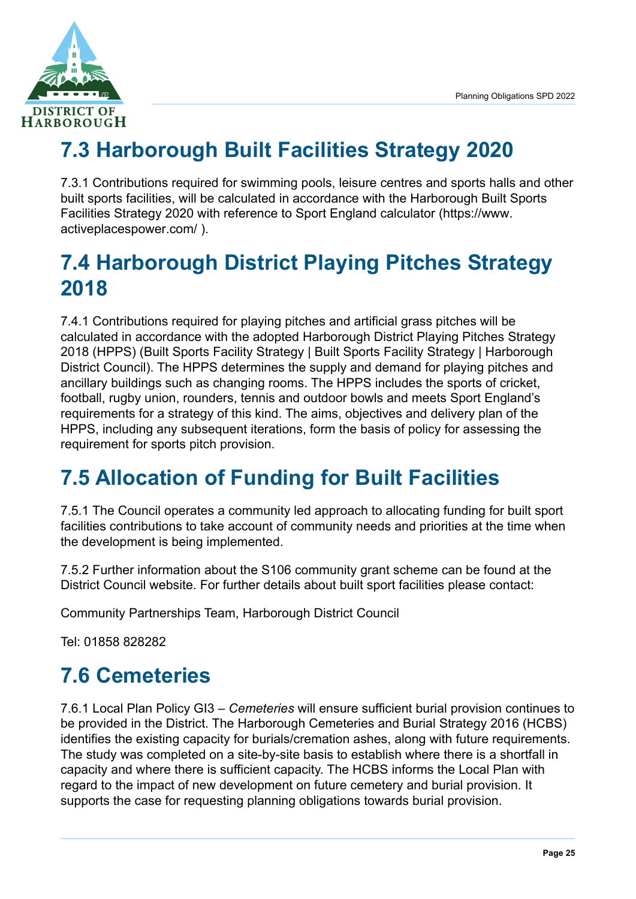# 7.3 Harborough Built Facilities Strategy 2020

7.3.1 Contributions required for swimming pools, leisure centres and sports halls and other built sports facilities, will be calculated in accordance with the Harborough Built Sports Facilities Strategy 2020 with reference to Sport England calculator (https://www.activeplacespower.com/ ).

# 7.4 Harborough District Playing Pitches Strategy 2018

7.4.1 Contributions required for playing pitches and artificial grass pitches will be calculated in accordance with the adopted Harborough District Playing Pitches Strategy 2018 (HPPS) (Built Sports Facility Strategy | Built Sports Facility Strategy | Harborough District Council). The HPPS determines the supply and demand for playing pitches and ancillary buildings such as changing rooms. The HPPS includes the sports of cricket, football, rugby union, rounders, tennis and outdoor bowls and meets Sport England's requirements for a strategy of this kind. The aims, objectives and delivery plan of the HPPS, including any subsequent iterations, form the basis of policy for assessing the requirement for sports pitch provision.

# 7.5 Allocation of Funding for Built Facilities

7.5.1 The Council operates a community led approach to allocating funding for built sport facilities contributions to take account of community needs and priorities at the time when the development is being implemented.

7.5.2 Further information about the S106 community grant scheme can be found at the District Council website. For further details about built sport facilities please contact:

Community Partnerships Team, Harborough District Council

Tel: 01858 828282

# 7.6 Cemeteries

7.6.1 Local Plan Policy GI3 – *Cemeteries* will ensure sufficient burial provision continues to be provided in the District. The Harborough Cemeteries and Burial Strategy 2016 (HCBS) identifies the existing capacity for burials/cremation ashes, along with future requirements. The study was completed on a site-by-site basis to establish where there is a shortfall in capacity and where there is sufficient capacity. The HCBS informs the Local Plan with regard to the impact of new development on future cemetery and burial provision. It supports the case for requesting planning obligations towards burial provision.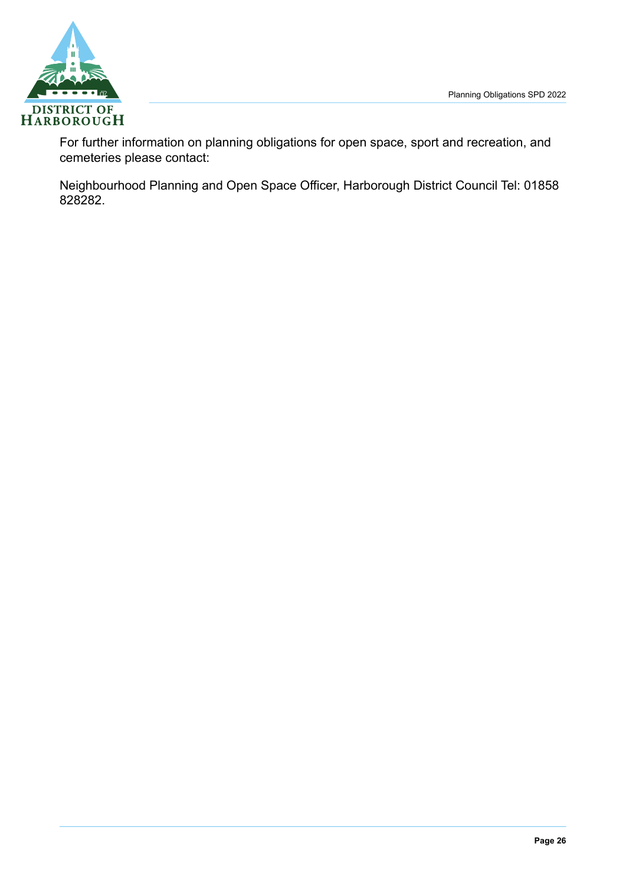For further information on planning obligations for open space, sport and recreation, and cemeteries please contact:

Neighbourhood Planning and Open Space Officer, Harborough District Council Tel: 01858 828282.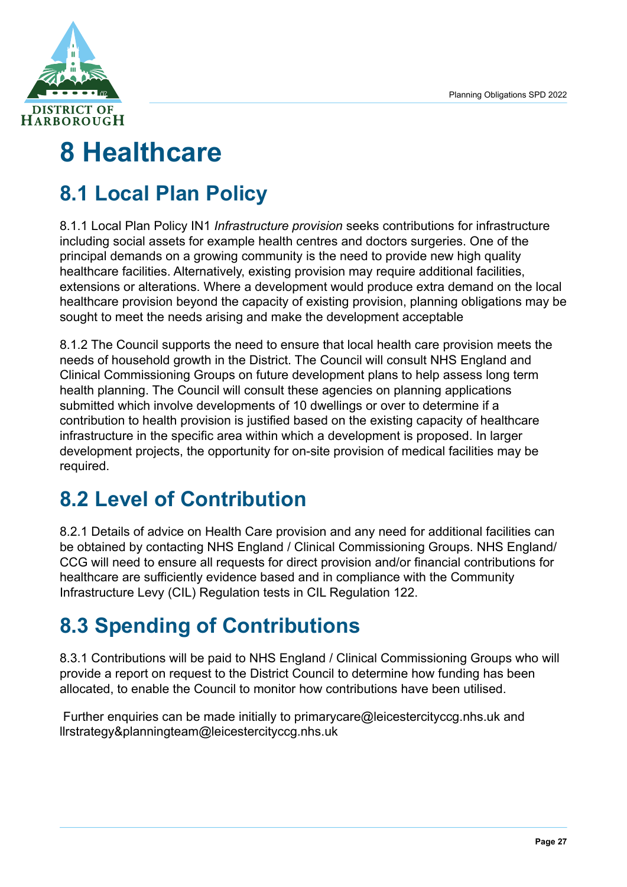# 8 Healthcare

## 8.1 Local Plan Policy

8.1.1 Local Plan Policy IN1 *Infrastructure provision* seeks contributions for infrastructure including social assets for example health centres and doctors surgeries. One of the principal demands on a growing community is the need to provide new high quality healthcare facilities. Alternatively, existing provision may require additional facilities, extensions or alterations. Where a development would produce extra demand on the local healthcare provision beyond the capacity of existing provision, planning obligations may be sought to meet the needs arising and make the development acceptable

8.1.2 The Council supports the need to ensure that local health care provision meets the needs of household growth in the District. The Council will consult NHS England and Clinical Commissioning Groups on future development plans to help assess long term health planning. The Council will consult these agencies on planning applications submitted which involve developments of 10 dwellings or over to determine if a contribution to health provision is justified based on the existing capacity of healthcare infrastructure in the specific area within which a development is proposed. In larger development projects, the opportunity for on-site provision of medical facilities may be required.

## 8.2 Level of Contribution

8.2.1 Details of advice on Health Care provision and any need for additional facilities can be obtained by contacting NHS England / Clinical Commissioning Groups. NHS England/ CCG will need to ensure all requests for direct provision and/or financial contributions for healthcare are sufficiently evidence based and in compliance with the Community Infrastructure Levy (CIL) Regulation tests in CIL Regulation 122.

## 8.3 Spending of Contributions

8.3.1 Contributions will be paid to NHS England / Clinical Commissioning Groups who will provide a report on request to the District Council to determine how funding has been allocated, to enable the Council to monitor how contributions have been utilised.

Further enquiries can be made initially to primarycare@leicestercityccg.nhs.uk and llrstrategy&planningteam@leicestercityccg.nhs.uk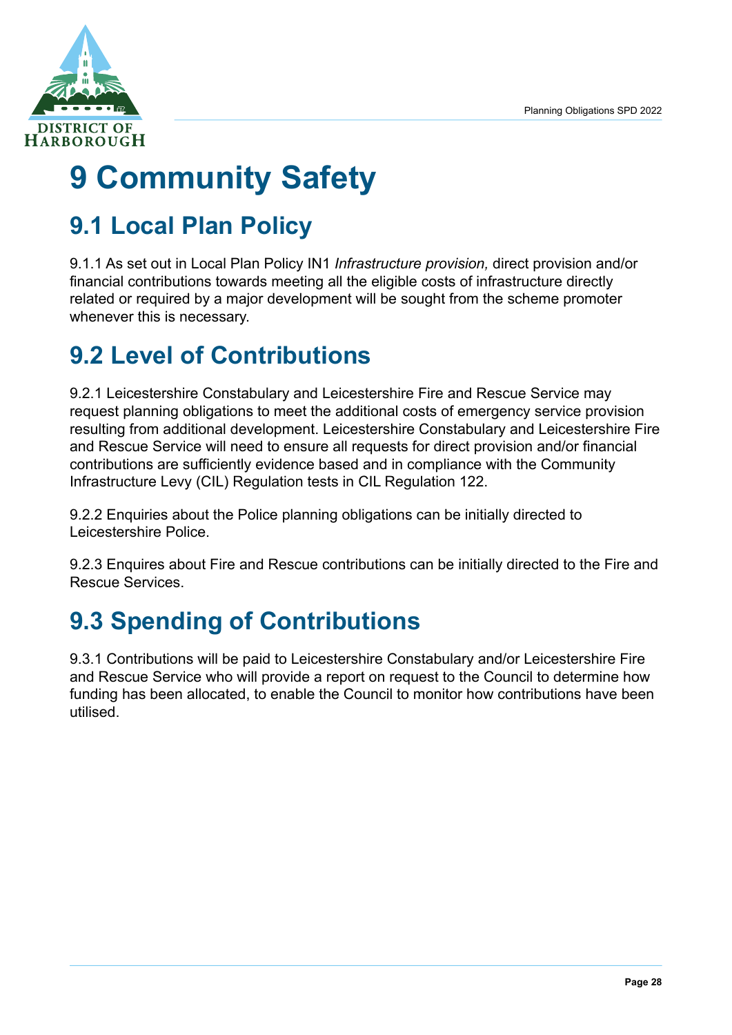# 9 Community Safety

## 9.1 Local Plan Policy

9.1.1 As set out in Local Plan Policy IN1 *Infrastructure provision,* direct provision and/or financial contributions towards meeting all the eligible costs of infrastructure directly related or required by a major development will be sought from the scheme promoter whenever this is necessary.

## 9.2 Level of Contributions

9.2.1 Leicestershire Constabulary and Leicestershire Fire and Rescue Service may request planning obligations to meet the additional costs of emergency service provision resulting from additional development. Leicestershire Constabulary and Leicestershire Fire and Rescue Service will need to ensure all requests for direct provision and/or financial contributions are sufficiently evidence based and in compliance with the Community Infrastructure Levy (CIL) Regulation tests in CIL Regulation 122.

9.2.2 Enquiries about the Police planning obligations can be initially directed to Leicestershire Police.

9.2.3 Enquires about Fire and Rescue contributions can be initially directed to the Fire and Rescue Services.

## 9.3 Spending of Contributions

9.3.1 Contributions will be paid to Leicestershire Constabulary and/or Leicestershire Fire and Rescue Service who will provide a report on request to the Council to determine how funding has been allocated, to enable the Council to monitor how contributions have been utilised.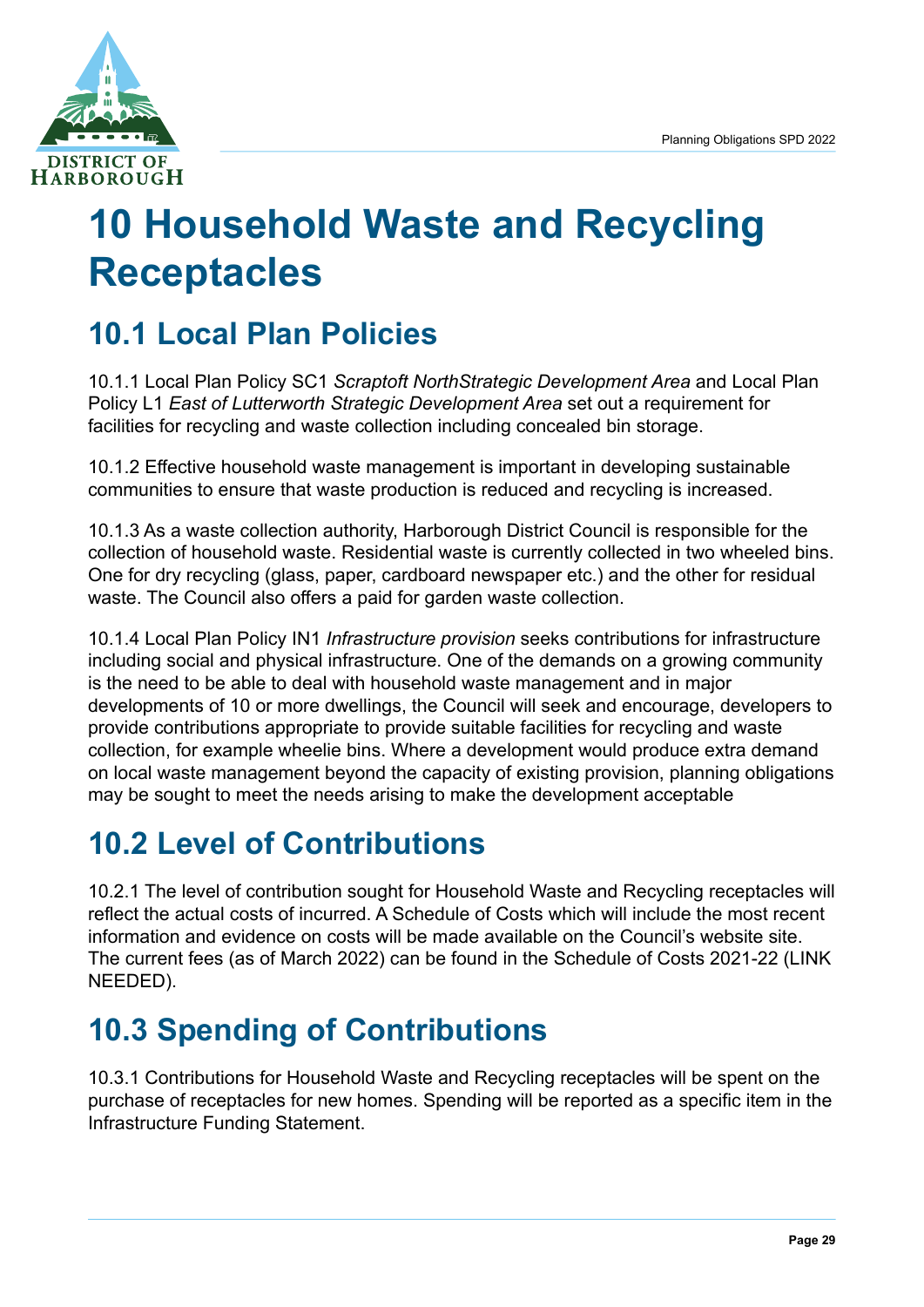# 10 Household Waste and Recycling Receptacles

## 10.1 Local Plan Policies

10.1.1 Local Plan Policy SC1 *Scraptoft NorthStrategic Development Area* and Local Plan Policy L1 *East of Lutterworth Strategic Development Area* set out a requirement for facilities for recycling and waste collection including concealed bin storage.

10.1.2 Effective household waste management is important in developing sustainable communities to ensure that waste production is reduced and recycling is increased.

10.1.3 As a waste collection authority, Harborough District Council is responsible for the collection of household waste. Residential waste is currently collected in two wheeled bins. One for dry recycling (glass, paper, cardboard newspaper etc.) and the other for residual waste. The Council also offers a paid for garden waste collection.

10.1.4 Local Plan Policy IN1 *Infrastructure provision* seeks contributions for infrastructure including social and physical infrastructure. One of the demands on a growing community is the need to be able to deal with household waste management and in major developments of 10 or more dwellings, the Council will seek and encourage, developers to provide contributions appropriate to provide suitable facilities for recycling and waste collection, for example wheelie bins. Where a development would produce extra demand on local waste management beyond the capacity of existing provision, planning obligations may be sought to meet the needs arising to make the development acceptable

## 10.2 Level of Contributions

10.2.1 The level of contribution sought for Household Waste and Recycling receptacles will reflect the actual costs of incurred. A Schedule of Costs which will include the most recent information and evidence on costs will be made available on the Council's website site. The current fees (as of March 2022) can be found in the Schedule of Costs 2021-22 (LINK NEEDED).

## 10.3 Spending of Contributions

10.3.1 Contributions for Household Waste and Recycling receptacles will be spent on the purchase of receptacles for new homes. Spending will be reported as a specific item in the Infrastructure Funding Statement.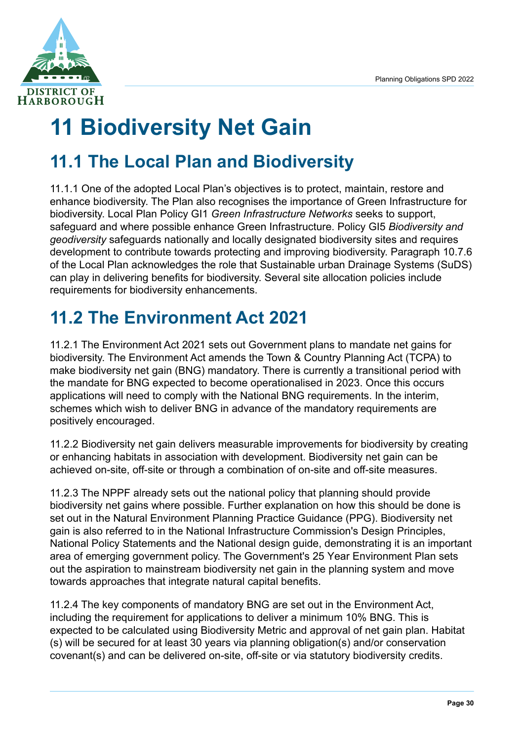# 11 Biodiversity Net Gain

## 11.1 The Local Plan and Biodiversity

11.1.1 One of the adopted Local Plan's objectives is to protect, maintain, restore and enhance biodiversity. The Plan also recognises the importance of Green Infrastructure for biodiversity. Local Plan Policy GI1 *Green Infrastructure Networks* seeks to support, safeguard and where possible enhance Green Infrastructure. Policy GI5 *Biodiversity and geodiversity* safeguards nationally and locally designated biodiversity sites and requires development to contribute towards protecting and improving biodiversity. Paragraph 10.7.6 of the Local Plan acknowledges the role that Sustainable urban Drainage Systems (SuDS) can play in delivering benefits for biodiversity. Several site allocation policies include requirements for biodiversity enhancements.

## 11.2 The Environment Act 2021

11.2.1 The Environment Act 2021 sets out Government plans to mandate net gains for biodiversity. The Environment Act amends the Town & Country Planning Act (TCPA) to make biodiversity net gain (BNG) mandatory. There is currently a transitional period with the mandate for BNG expected to become operationalised in 2023. Once this occurs applications will need to comply with the National BNG requirements. In the interim, schemes which wish to deliver BNG in advance of the mandatory requirements are positively encouraged.

11.2.2 Biodiversity net gain delivers measurable improvements for biodiversity by creating or enhancing habitats in association with development. Biodiversity net gain can be achieved on-site, off-site or through a combination of on-site and off-site measures.

11.2.3 The NPPF already sets out the national policy that planning should provide biodiversity net gains where possible. Further explanation on how this should be done is set out in the Natural Environment Planning Practice Guidance (PPG). Biodiversity net gain is also referred to in the National Infrastructure Commission's Design Principles, National Policy Statements and the National design guide, demonstrating it is an important area of emerging government policy. The Government's 25 Year Environment Plan sets out the aspiration to mainstream biodiversity net gain in the planning system and move towards approaches that integrate natural capital benefits.

11.2.4 The key components of mandatory BNG are set out in the Environment Act, including the requirement for applications to deliver a minimum 10% BNG. This is expected to be calculated using Biodiversity Metric and approval of net gain plan. Habitat (s) will be secured for at least 30 years via planning obligation(s) and/or conservation covenant(s) and can be delivered on-site, off-site or via statutory biodiversity credits.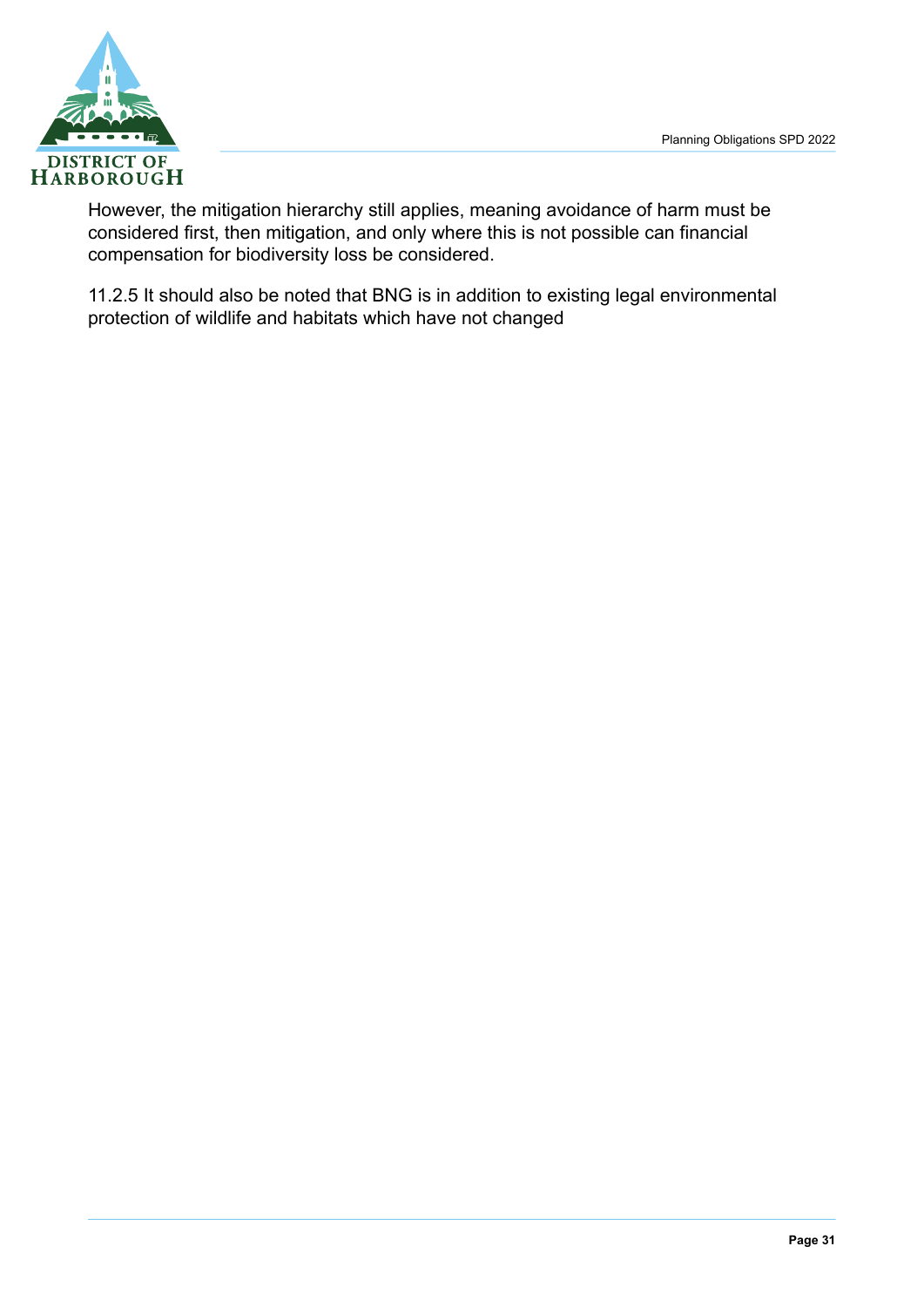However, the mitigation hierarchy still applies, meaning avoidance of harm must be considered first, then mitigation, and only where this is not possible can financial compensation for biodiversity loss be considered.

11.2.5 It should also be noted that BNG is in addition to existing legal environmental protection of wildlife and habitats which have not changed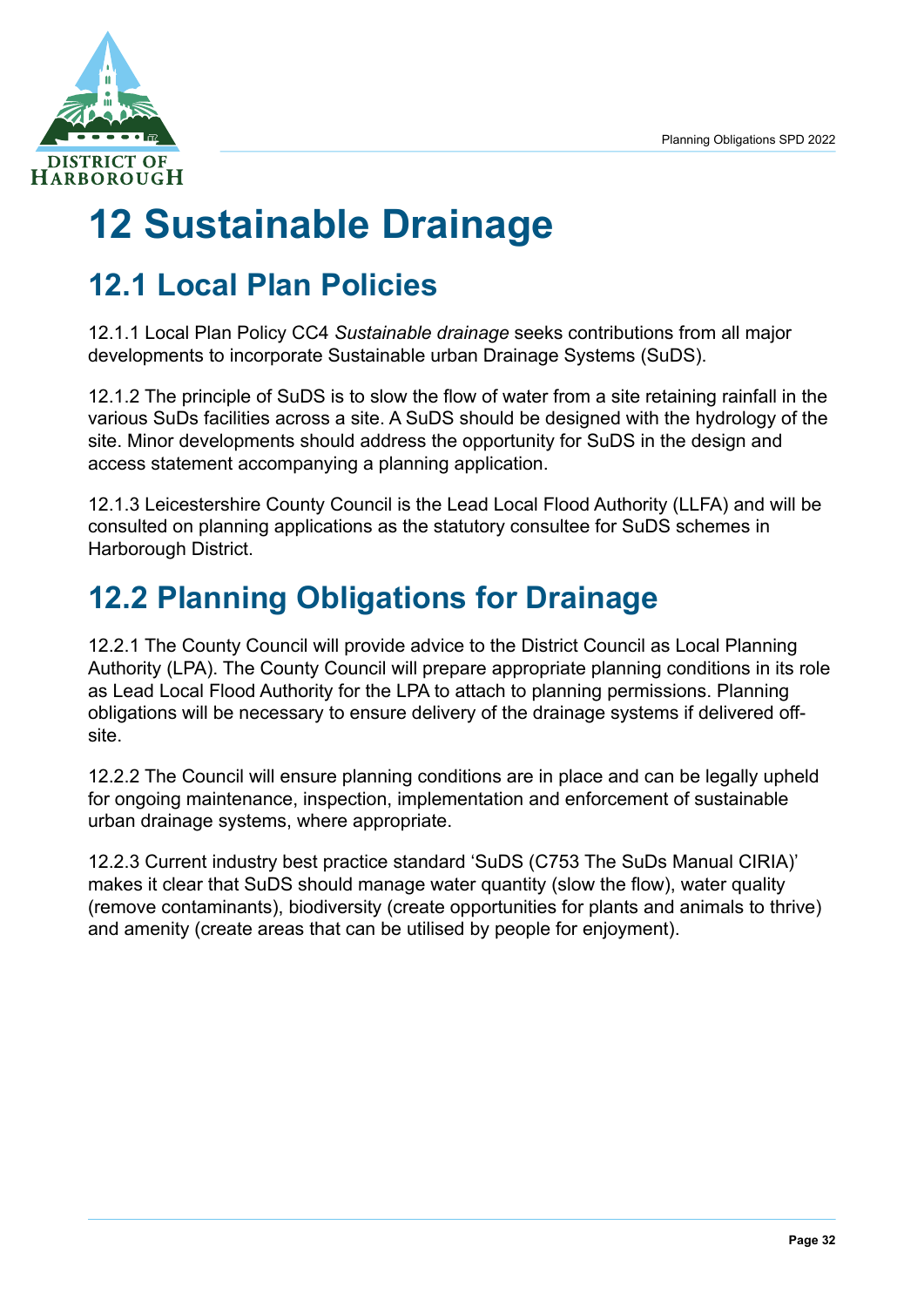# 12 Sustainable Drainage

## 12.1 Local Plan Policies

12.1.1 Local Plan Policy CC4 *Sustainable drainage* seeks contributions from all major developments to incorporate Sustainable urban Drainage Systems (SuDS).

12.1.2 The principle of SuDS is to slow the flow of water from a site retaining rainfall in the various SuDs facilities across a site. A SuDS should be designed with the hydrology of the site. Minor developments should address the opportunity for SuDS in the design and access statement accompanying a planning application.

12.1.3 Leicestershire County Council is the Lead Local Flood Authority (LLFA) and will be consulted on planning applications as the statutory consultee for SuDS schemes in Harborough District.

## 12.2 Planning Obligations for Drainage

12.2.1 The County Council will provide advice to the District Council as Local Planning Authority (LPA). The County Council will prepare appropriate planning conditions in its role as Lead Local Flood Authority for the LPA to attach to planning permissions. Planning obligations will be necessary to ensure delivery of the drainage systems if delivered off-site.

12.2.2 The Council will ensure planning conditions are in place and can be legally upheld for ongoing maintenance, inspection, implementation and enforcement of sustainable urban drainage systems, where appropriate.

12.2.3 Current industry best practice standard 'SuDS (C753 The SuDs Manual CIRIA)' makes it clear that SuDS should manage water quantity (slow the flow), water quality (remove contaminants), biodiversity (create opportunities for plants and animals to thrive) and amenity (create areas that can be utilised by people for enjoyment).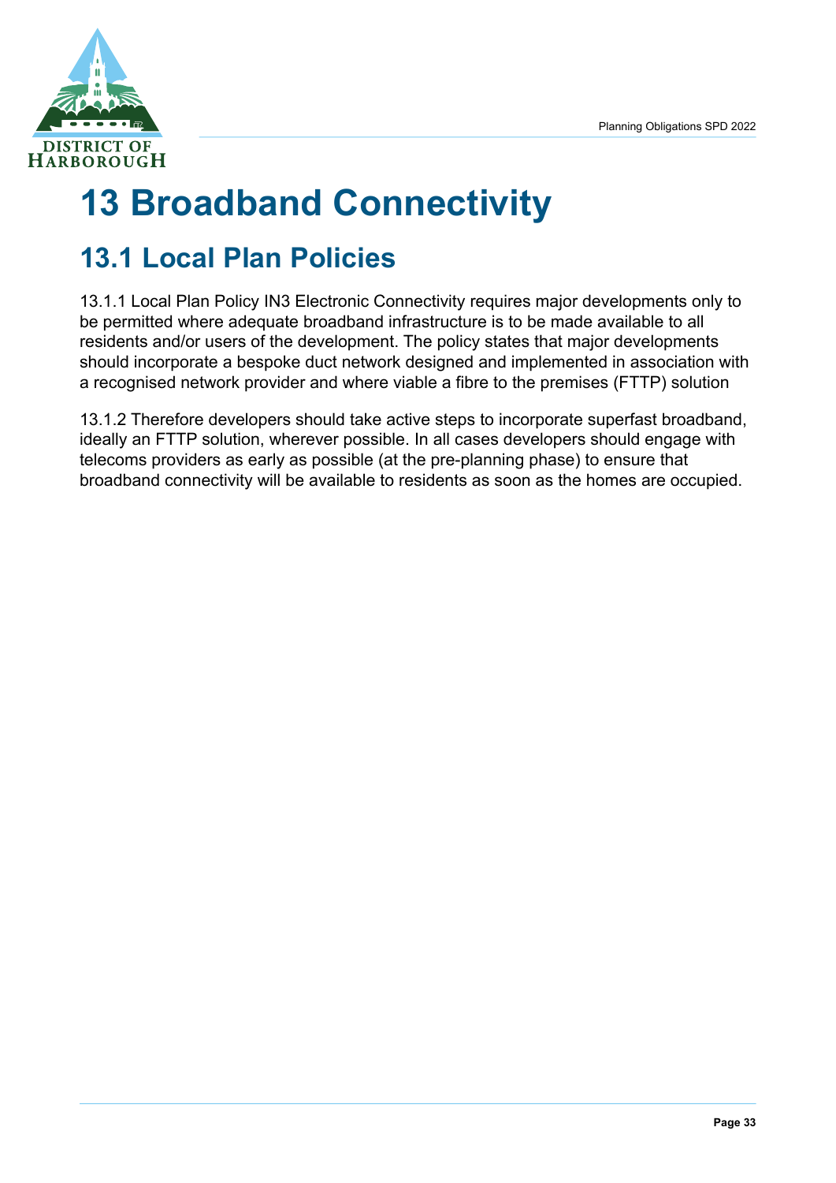# 13 Broadband Connectivity

## 13.1 Local Plan Policies

13.1.1 Local Plan Policy IN3 Electronic Connectivity requires major developments only to be permitted where adequate broadband infrastructure is to be made available to all residents and/or users of the development. The policy states that major developments should incorporate a bespoke duct network designed and implemented in association with a recognised network provider and where viable a fibre to the premises (FTTP) solution

13.1.2 Therefore developers should take active steps to incorporate superfast broadband, ideally an FTTP solution, wherever possible. In all cases developers should engage with telecoms providers as early as possible (at the pre-planning phase) to ensure that broadband connectivity will be available to residents as soon as the homes are occupied.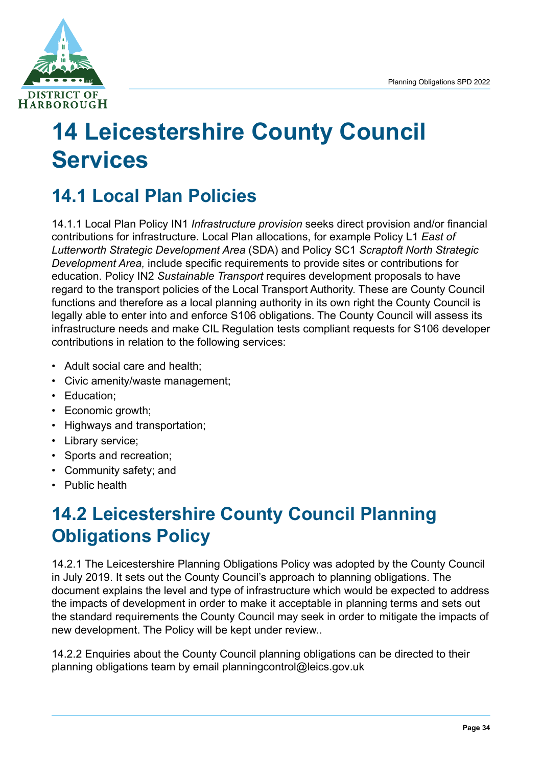# 14 Leicestershire County Council Services

## 14.1 Local Plan Policies

14.1.1 Local Plan Policy IN1 *Infrastructure provision* seeks direct provision and/or financial contributions for infrastructure. Local Plan allocations, for example Policy L1 *East of Lutterworth Strategic Development Area* (SDA) and Policy SC1 *Scraptoft North Strategic Development Area,* include specific requirements to provide sites or contributions for education. Policy IN2 *Sustainable Transport* requires development proposals to have regard to the transport policies of the Local Transport Authority. These are County Council functions and therefore as a local planning authority in its own right the County Council is legally able to enter into and enforce S106 obligations. The County Council will assess its infrastructure needs and make CIL Regulation tests compliant requests for S106 developer contributions in relation to the following services:

- Adult social care and health;
- Civic amenity/waste management;
- Education;
- Economic growth;
- Highways and transportation;
- Library service;
- Sports and recreation;
- Community safety; and
- Public health

## 14.2 Leicestershire County Council Planning Obligations Policy

14.2.1 The Leicestershire Planning Obligations Policy was adopted by the County Council in July 2019. It sets out the County Council's approach to planning obligations. The document explains the level and type of infrastructure which would be expected to address the impacts of development in order to make it acceptable in planning terms and sets out the standard requirements the County Council may seek in order to mitigate the impacts of new development. The Policy will be kept under review..

14.2.2 Enquiries about the County Council planning obligations can be directed to their planning obligations team by email planningcontrol@leics.gov.uk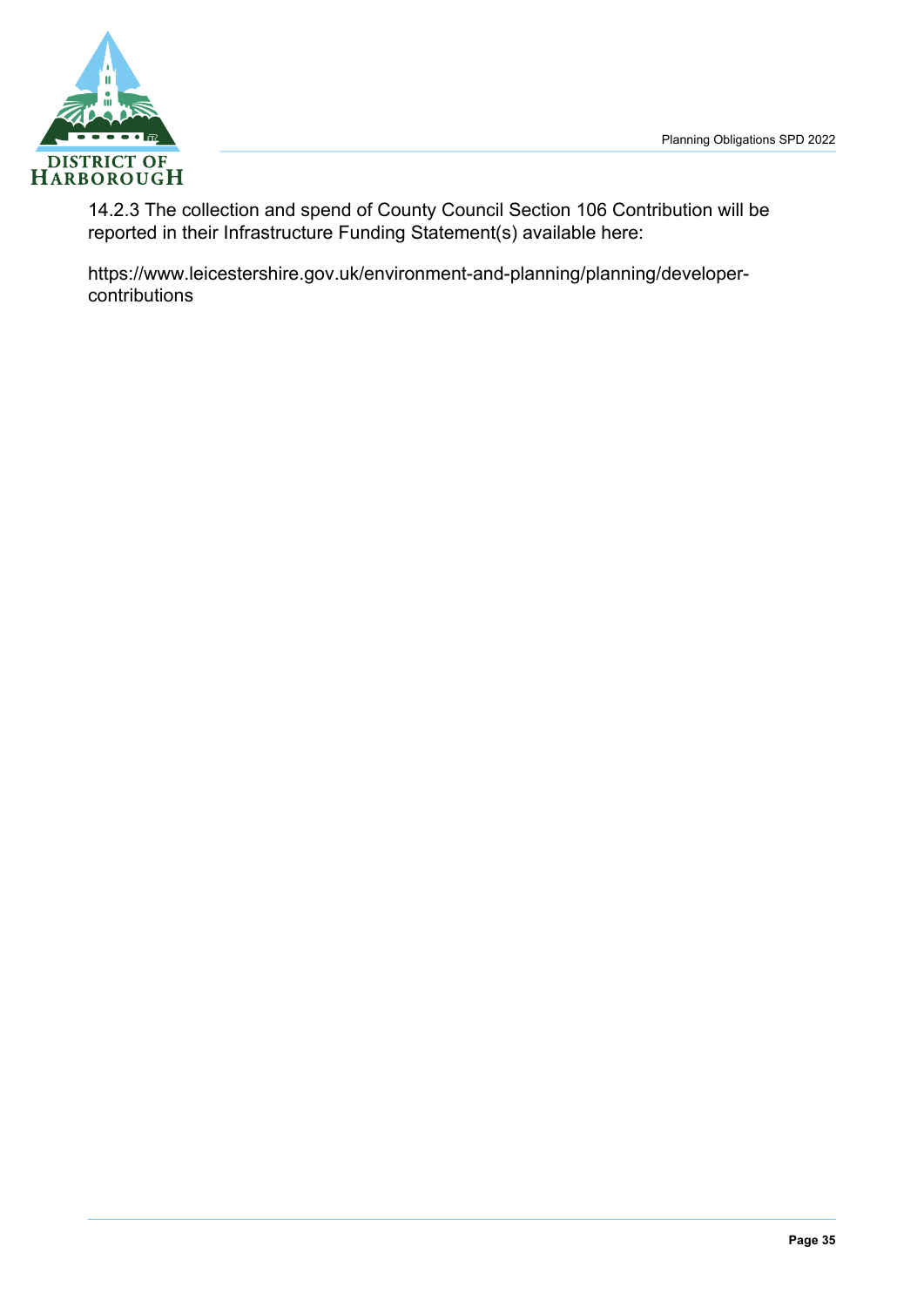14.2.3 The collection and spend of County Council Section 106 Contribution will be reported in their Infrastructure Funding Statement(s) available here:

https://www.leicestershire.gov.uk/environment-and-planning/planning/developer-contributions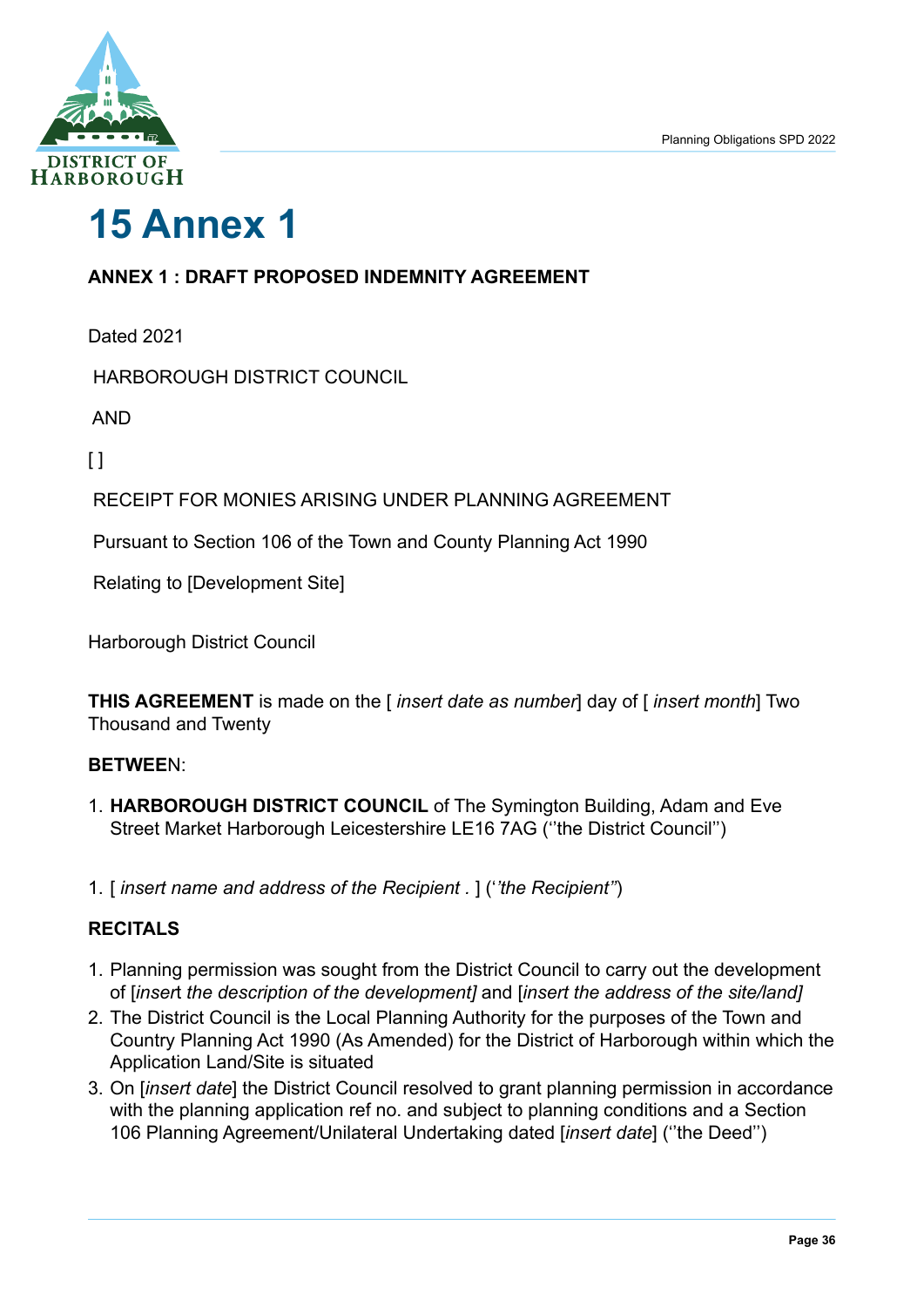# 15 Annex 1

**ANNEX 1 : DRAFT PROPOSED INDEMNITY AGREEMENT**

Dated 2021

HARBOROUGH DISTRICT COUNCIL

AND

[ ]

RECEIPT FOR MONIES ARISING UNDER PLANNING AGREEMENT

Pursuant to Section 106 of the Town and County Planning Act 1990

Relating to [Development Site]

Harborough District Council

**THIS AGREEMENT** is made on the [ *insert date as number*] day of [ *insert month*] Two Thousand and Twenty

**BETWEE**N:

1. **HARBOROUGH DISTRICT COUNCIL** of The Symington Building, Adam and Eve Street Market Harborough Leicestershire LE16 7AG (''the District Council'')

1. [ *insert name and address of the Recipient .* ] ('*'the Recipient''*)

**RECITALS**

1. Planning permission was sought from the District Council to carry out the development of [*insert the description of the development]* and [*insert the address of the site/land]*
2. The District Council is the Local Planning Authority for the purposes of the Town and Country Planning Act 1990 (As Amended) for the District of Harborough within which the Application Land/Site is situated
3. On [*insert date*] the District Council resolved to grant planning permission in accordance with the planning application ref no. and subject to planning conditions and a Section 106 Planning Agreement/Unilateral Undertaking dated [*insert date*] (''the Deed'')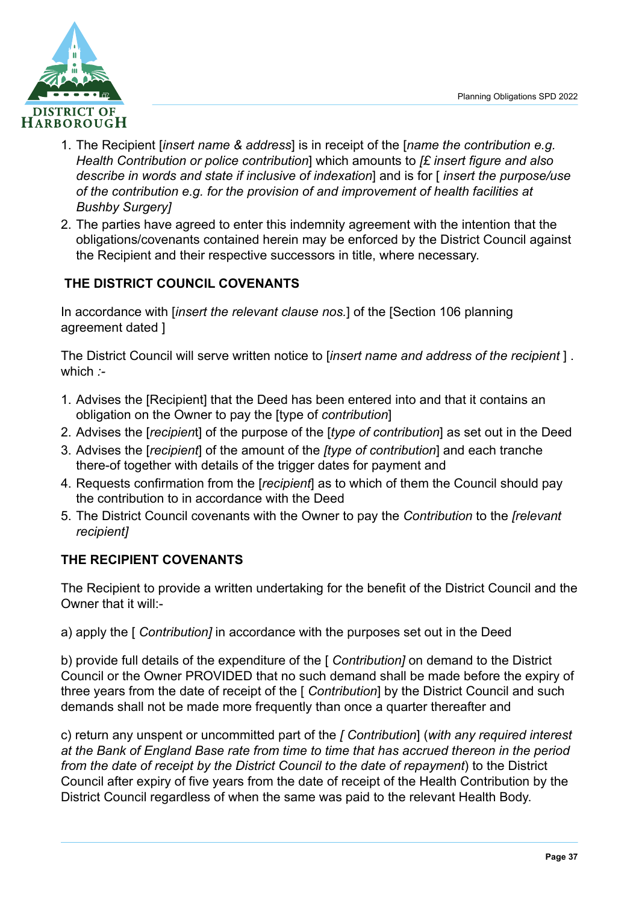1. The Recipient [*insert name & address*] is in receipt of the [*name the contribution e.g. Health Contribution or police contribution*] which amounts to *[£ insert figure and also describe in words and state if inclusive of indexation*] and is for [ *insert the purpose/use of the contribution e.g. for the provision of and improvement of health facilities at Bushby Surgery]*
2. The parties have agreed to enter this indemnity agreement with the intention that the obligations/covenants contained herein may be enforced by the District Council against the Recipient and their respective successors in title, where necessary.

**THE DISTRICT COUNCIL COVENANTS**

In accordance with [*insert the relevant clause nos.*] of the [Section 106 planning agreement dated ]

The District Council will serve written notice to [*insert name and address of the recipient* ] . which *:-*

1. Advises the [Recipient] that the Deed has been entered into and that it contains an obligation on the Owner to pay the [type of *contribution*]
2. Advises the [*recipient*] of the purpose of the [*type of contribution*] as set out in the Deed
3. Advises the [*recipient*] of the amount of the *[type of contribution*] and each tranche there-of together with details of the trigger dates for payment and
4. Requests confirmation from the [*recipient*] as to which of them the Council should pay the contribution to in accordance with the Deed
5. The District Council covenants with the Owner to pay the *Contribution* to the *[relevant recipient]*

**THE RECIPIENT COVENANTS**

The Recipient to provide a written undertaking for the benefit of the District Council and the Owner that it will:-

a) apply the [ *Contribution]* in accordance with the purposes set out in the Deed

b) provide full details of the expenditure of the [ *Contribution]* on demand to the District Council or the Owner PROVIDED that no such demand shall be made before the expiry of three years from the date of receipt of the [ *Contribution*] by the District Council and such demands shall not be made more frequently than once a quarter thereafter and

c) return any unspent or uncommitted part of the *[ Contribution*] (*with any required interest at the Bank of England Base rate from time to time that has accrued thereon in the period from the date of receipt by the District Council to the date of repayment*) to the District Council after expiry of five years from the date of receipt of the Health Contribution by the District Council regardless of when the same was paid to the relevant Health Body.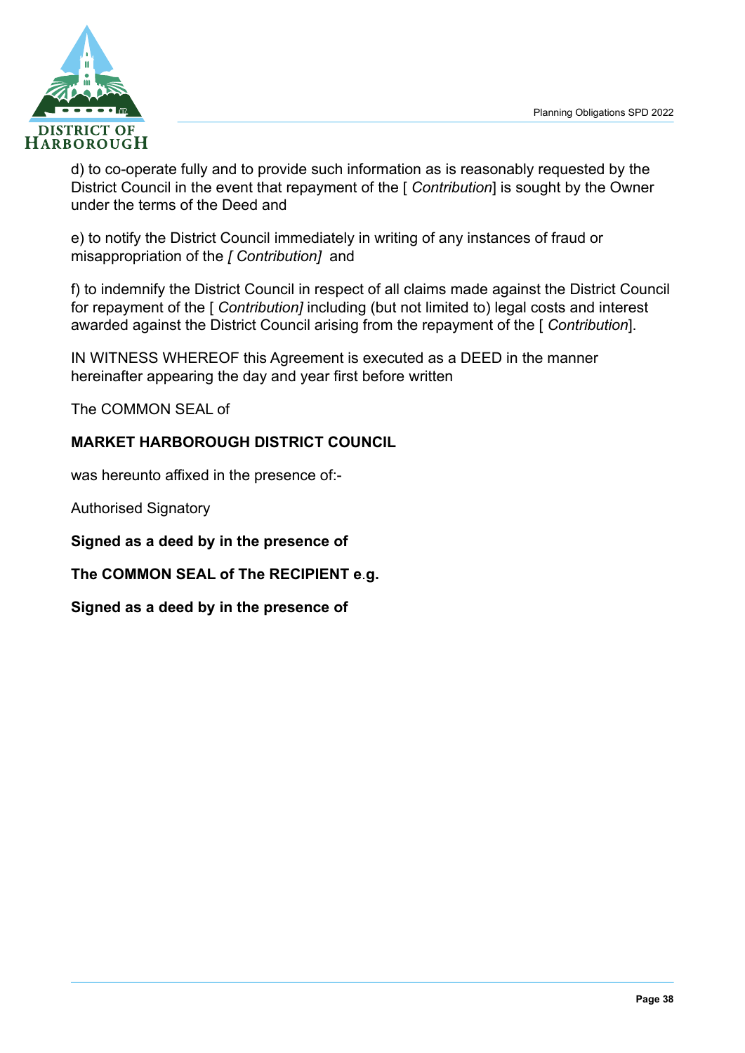d) to co-operate fully and to provide such information as is reasonably requested by the District Council in the event that repayment of the [ *Contribution*] is sought by the Owner under the terms of the Deed and

e) to notify the District Council immediately in writing of any instances of fraud or misappropriation of the *[ Contribution]* and

f) to indemnify the District Council in respect of all claims made against the District Council for repayment of the [ *Contribution]* including (but not limited to) legal costs and interest awarded against the District Council arising from the repayment of the [ *Contribution*].

IN WITNESS WHEREOF this Agreement is executed as a DEED in the manner hereinafter appearing the day and year first before written

The COMMON SEAL of

**MARKET HARBOROUGH DISTRICT COUNCIL**

was hereunto affixed in the presence of:-

Authorised Signatory

**Signed as a deed by in the presence of**

**The COMMON SEAL of The RECIPIENT e.g.**

**Signed as a deed by in the presence of**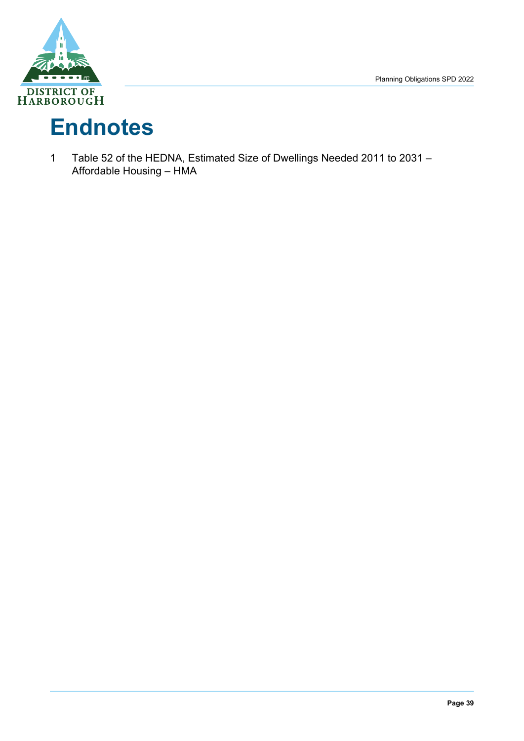# Endnotes

1 Table 52 of the HEDNA, Estimated Size of Dwellings Needed 2011 to 2031 – Affordable Housing – HMA